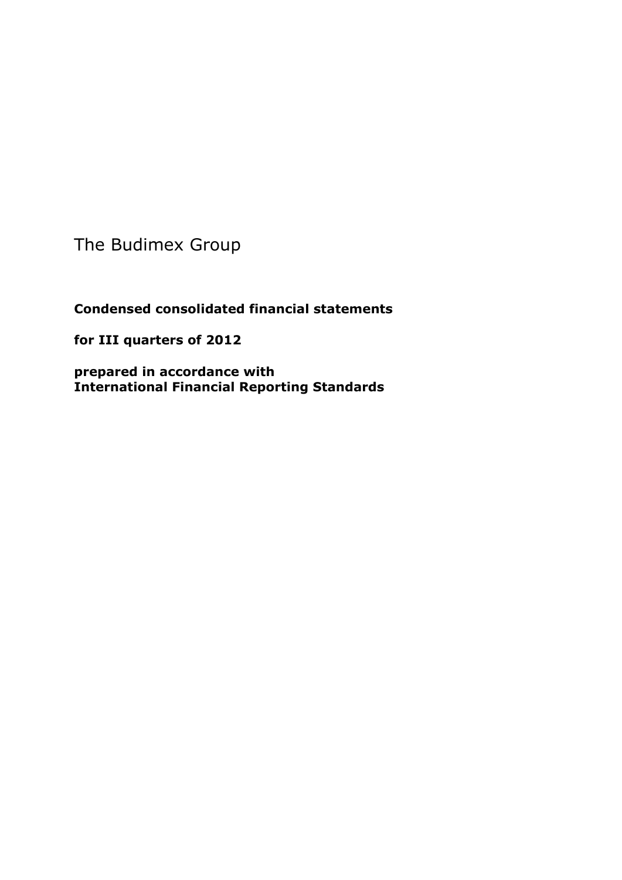The Budimex Group

**Condensed consolidated financial statements**

**for III quarters of 2012**

**prepared in accordance with**
**International Financial Reporting Standards**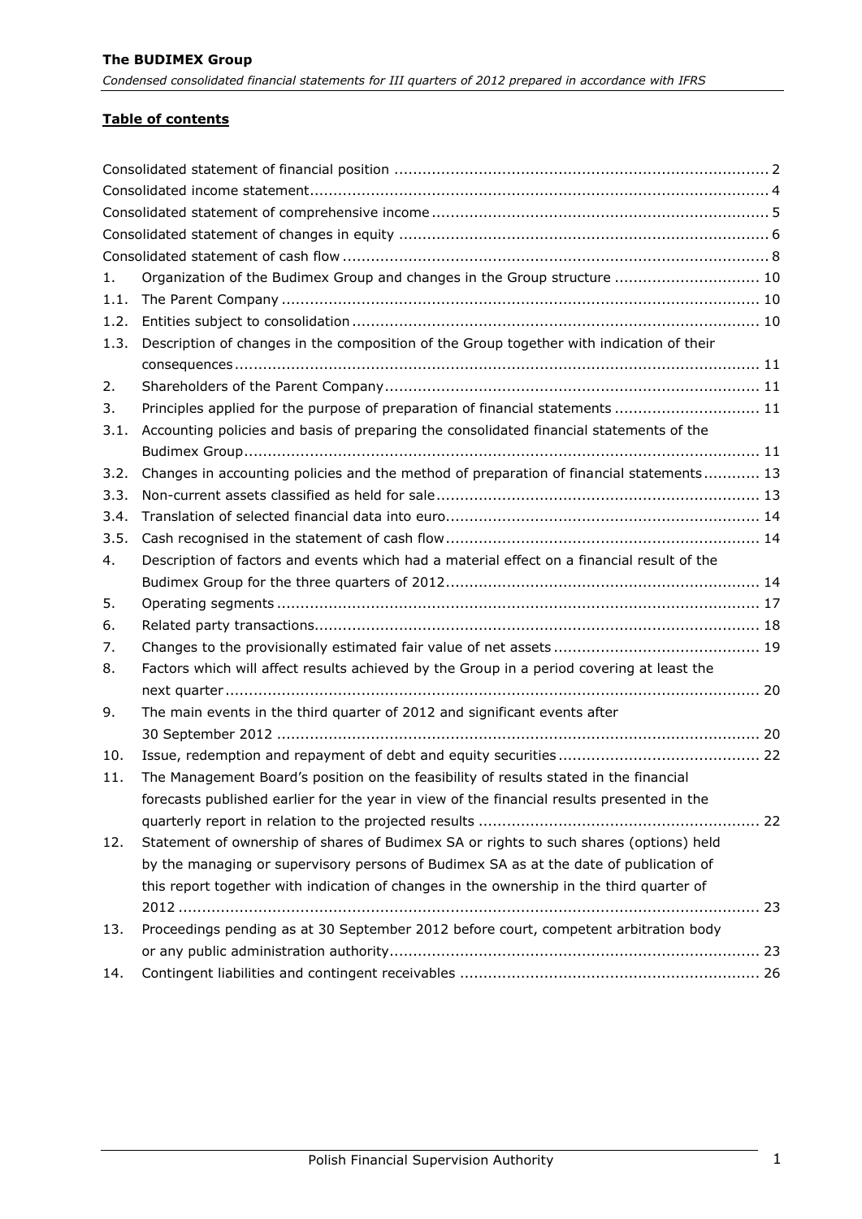## Table of contents

| | | |
|---|---|---|
| Consolidated statement of financial position | | 2 |
| Consolidated income statement | | 4 |
| Consolidated statement of comprehensive income | | 5 |
| Consolidated statement of changes in equity | | 6 |
| Consolidated statement of cash flow | | 8 |
| 1. | Organization of the Budimex Group and changes in the Group structure | 10 |
| 1.1. | The Parent Company | 10 |
| 1.2. | Entities subject to consolidation | 10 |
| 1.3. | Description of changes in the composition of the Group together with indication of their consequences | 11 |
| 2. | Shareholders of the Parent Company | 11 |
| 3. | Principles applied for the purpose of preparation of financial statements | 11 |
| 3.1. | Accounting policies and basis of preparing the consolidated financial statements of the Budimex Group | 11 |
| 3.2. | Changes in accounting policies and the method of preparation of financial statements | 13 |
| 3.3. | Non-current assets classified as held for sale | 13 |
| 3.4. | Translation of selected financial data into euro | 14 |
| 3.5. | Cash recognised in the statement of cash flow | 14 |
| 4. | Description of factors and events which had a material effect on a financial result of the Budimex Group for the three quarters of 2012 | 14 |
| 5. | Operating segments | 17 |
| 6. | Related party transactions | 18 |
| 7. | Changes to the provisionally estimated fair value of net assets | 19 |
| 8. | Factors which will affect results achieved by the Group in a period covering at least the next quarter | 20 |
| 9. | The main events in the third quarter of 2012 and significant events after 30 September 2012 | 20 |
| 10. | Issue, redemption and repayment of debt and equity securities | 22 |
| 11. | The Management Board's position on the feasibility of results stated in the financial forecasts published earlier for the year in view of the financial results presented in the quarterly report in relation to the projected results | 22 |
| 12. | Statement of ownership of shares of Budimex SA or rights to such shares (options) held by the managing or supervisory persons of Budimex SA as at the date of publication of this report together with indication of changes in the ownership in the third quarter of 2012 | 23 |
| 13. | Proceedings pending as at 30 September 2012 before court, competent arbitration body or any public administration authority | 23 |
| 14. | Contingent liabilities and contingent receivables | 26 |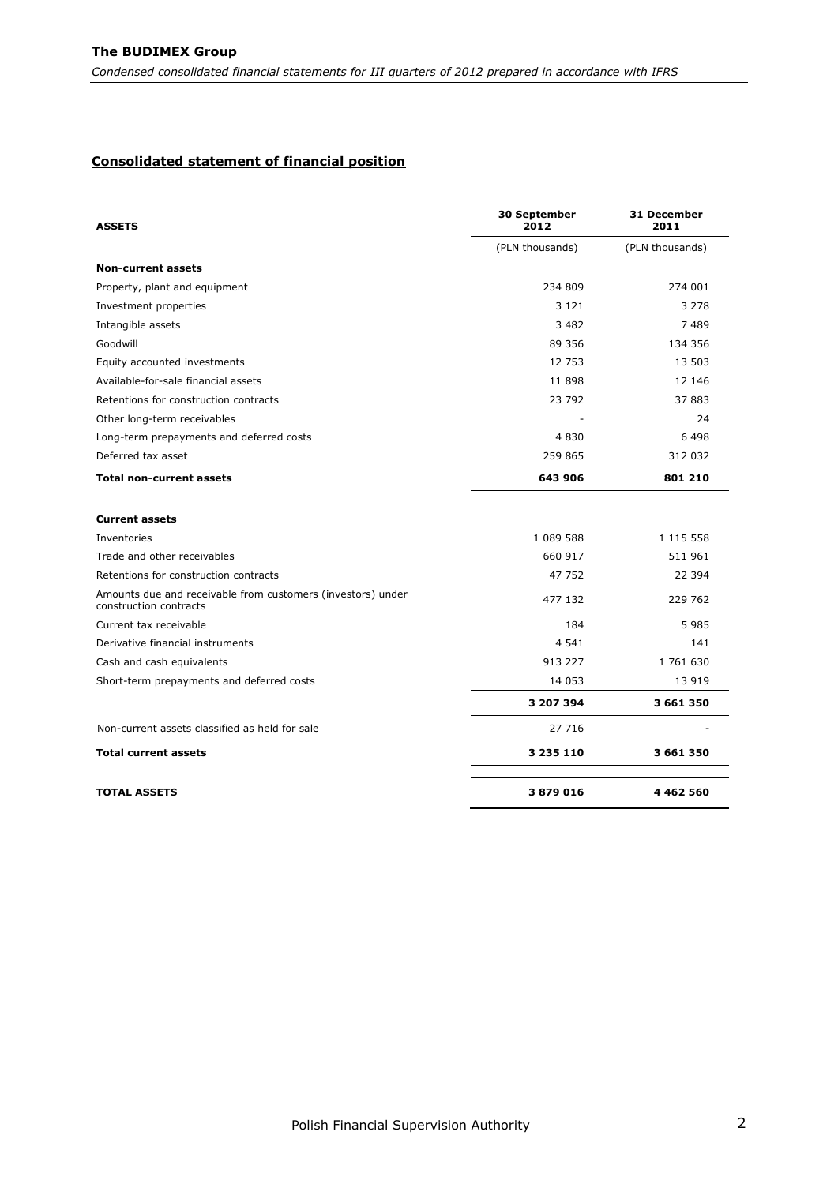## Consolidated statement of financial position

| ASSETS | 30 September 2012 | 31 December 2011 |
|---|---|---|
| | (PLN thousands) | (PLN thousands) |
| **Non-current assets** | | |
| Property, plant and equipment | 234 809 | 274 001 |
| Investment properties | 3 121 | 3 278 |
| Intangible assets | 3 482 | 7 489 |
| Goodwill | 89 356 | 134 356 |
| Equity accounted investments | 12 753 | 13 503 |
| Available-for-sale financial assets | 11 898 | 12 146 |
| Retentions for construction contracts | 23 792 | 37 883 |
| Other long-term receivables | - | 24 |
| Long-term prepayments and deferred costs | 4 830 | 6 498 |
| Deferred tax asset | 259 865 | 312 032 |
| **Total non-current assets** | **643 906** | **801 210** |
| **Current assets** | | |
| Inventories | 1 089 588 | 1 115 558 |
| Trade and other receivables | 660 917 | 511 961 |
| Retentions for construction contracts | 47 752 | 22 394 |
| Amounts due and receivable from customers (investors) under construction contracts | 477 132 | 229 762 |
| Current tax receivable | 184 | 5 985 |
| Derivative financial instruments | 4 541 | 141 |
| Cash and cash equivalents | 913 227 | 1 761 630 |
| Short-term prepayments and deferred costs | 14 053 | 13 919 |
| | **3 207 394** | **3 661 350** |
| Non-current assets classified as held for sale | 27 716 | - |
| **Total current assets** | **3 235 110** | **3 661 350** |
| **TOTAL ASSETS** | **3 879 016** | **4 462 560** |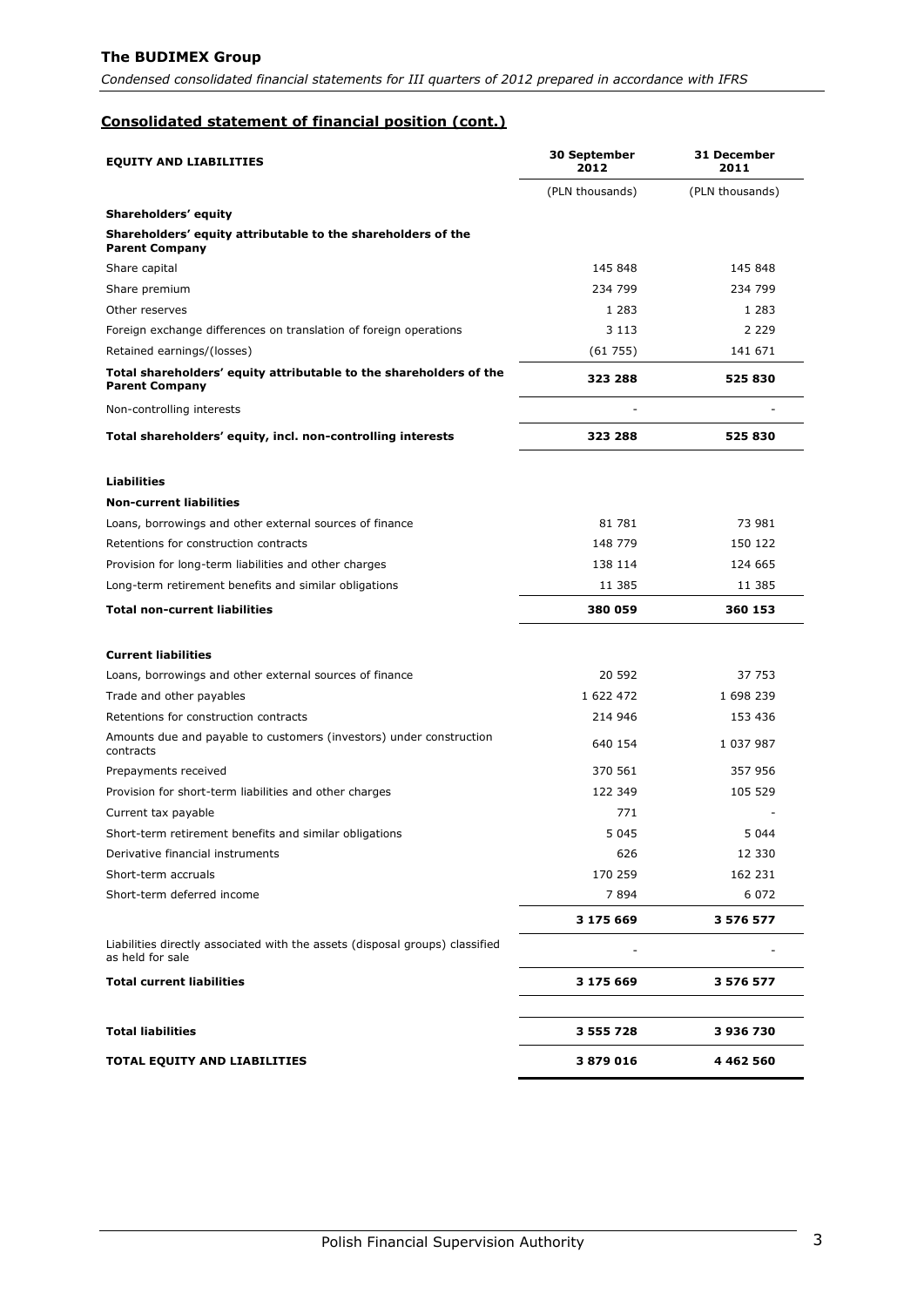## Consolidated statement of financial position (cont.)

| EQUITY AND LIABILITIES | 30 September 2012 | 31 December 2011 |
|---|---|---|
| | (PLN thousands) | (PLN thousands) |
| **Shareholders' equity** | | |
| **Shareholders' equity attributable to the shareholders of the Parent Company** | | |
| Share capital | 145 848 | 145 848 |
| Share premium | 234 799 | 234 799 |
| Other reserves | 1 283 | 1 283 |
| Foreign exchange differences on translation of foreign operations | 3 113 | 2 229 |
| Retained earnings/(losses) | (61 755) | 141 671 |
| **Total shareholders' equity attributable to the shareholders of the Parent Company** | **323 288** | **525 830** |
| Non-controlling interests | - | - |
| **Total shareholders' equity, incl. non-controlling interests** | **323 288** | **525 830** |
| | | |
| **Liabilities** | | |
| **Non-current liabilities** | | |
| Loans, borrowings and other external sources of finance | 81 781 | 73 981 |
| Retentions for construction contracts | 148 779 | 150 122 |
| Provision for long-term liabilities and other charges | 138 114 | 124 665 |
| Long-term retirement benefits and similar obligations | 11 385 | 11 385 |
| **Total non-current liabilities** | **380 059** | **360 153** |
| | | |
| **Current liabilities** | | |
| Loans, borrowings and other external sources of finance | 20 592 | 37 753 |
| Trade and other payables | 1 622 472 | 1 698 239 |
| Retentions for construction contracts | 214 946 | 153 436 |
| Amounts due and payable to customers (investors) under construction contracts | 640 154 | 1 037 987 |
| Prepayments received | 370 561 | 357 956 |
| Provision for short-term liabilities and other charges | 122 349 | 105 529 |
| Current tax payable | 771 | - |
| Short-term retirement benefits and similar obligations | 5 045 | 5 044 |
| Derivative financial instruments | 626 | 12 330 |
| Short-term accruals | 170 259 | 162 231 |
| Short-term deferred income | 7 894 | 6 072 |
| | **3 175 669** | **3 576 577** |
| Liabilities directly associated with the assets (disposal groups) classified as held for sale | - | - |
| **Total current liabilities** | **3 175 669** | **3 576 577** |
| | | |
| **Total liabilities** | **3 555 728** | **3 936 730** |
| **TOTAL EQUITY AND LIABILITIES** | **3 879 016** | **4 462 560** |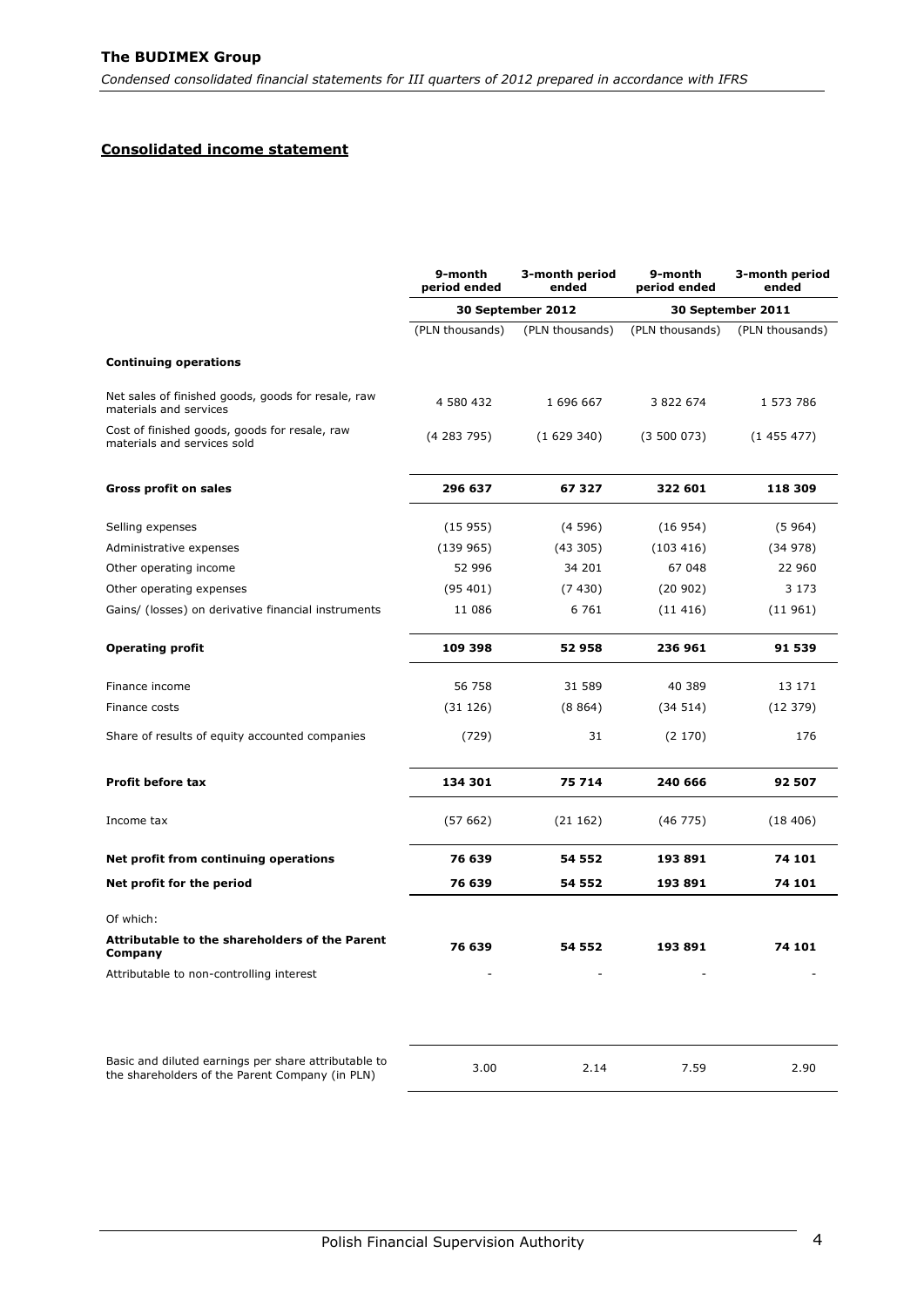## Consolidated income statement

| | 9-month period ended | 3-month period ended | 9-month period ended | 3-month period ended |
|---|---|---|---|---|
| | 30 September 2012 | | 30 September 2011 | |
| | (PLN thousands) | (PLN thousands) | (PLN thousands) | (PLN thousands) |
| **Continuing operations** | | | | |
| Net sales of finished goods, goods for resale, raw materials and services | 4 580 432 | 1 696 667 | 3 822 674 | 1 573 786 |
| Cost of finished goods, goods for resale, raw materials and services sold | (4 283 795) | (1 629 340) | (3 500 073) | (1 455 477) |
| **Gross profit on sales** | **296 637** | **67 327** | **322 601** | **118 309** |
| Selling expenses | (15 955) | (4 596) | (16 954) | (5 964) |
| Administrative expenses | (139 965) | (43 305) | (103 416) | (34 978) |
| Other operating income | 52 996 | 34 201 | 67 048 | 22 960 |
| Other operating expenses | (95 401) | (7 430) | (20 902) | 3 173 |
| Gains/ (losses) on derivative financial instruments | 11 086 | 6 761 | (11 416) | (11 961) |
| **Operating profit** | **109 398** | **52 958** | **236 961** | **91 539** |
| Finance income | 56 758 | 31 589 | 40 389 | 13 171 |
| Finance costs | (31 126) | (8 864) | (34 514) | (12 379) |
| Share of results of equity accounted companies | (729) | 31 | (2 170) | 176 |
| **Profit before tax** | **134 301** | **75 714** | **240 666** | **92 507** |
| Income tax | (57 662) | (21 162) | (46 775) | (18 406) |
| **Net profit from continuing operations** | **76 639** | **54 552** | **193 891** | **74 101** |
| **Net profit for the period** | **76 639** | **54 552** | **193 891** | **74 101** |
| Of which: | | | | |
| **Attributable to the shareholders of the Parent Company** | **76 639** | **54 552** | **193 891** | **74 101** |
| Attributable to non-controlling interest | - | - | - | - |
| Basic and diluted earnings per share attributable to the shareholders of the Parent Company (in PLN) | 3.00 | 2.14 | 7.59 | 2.90 |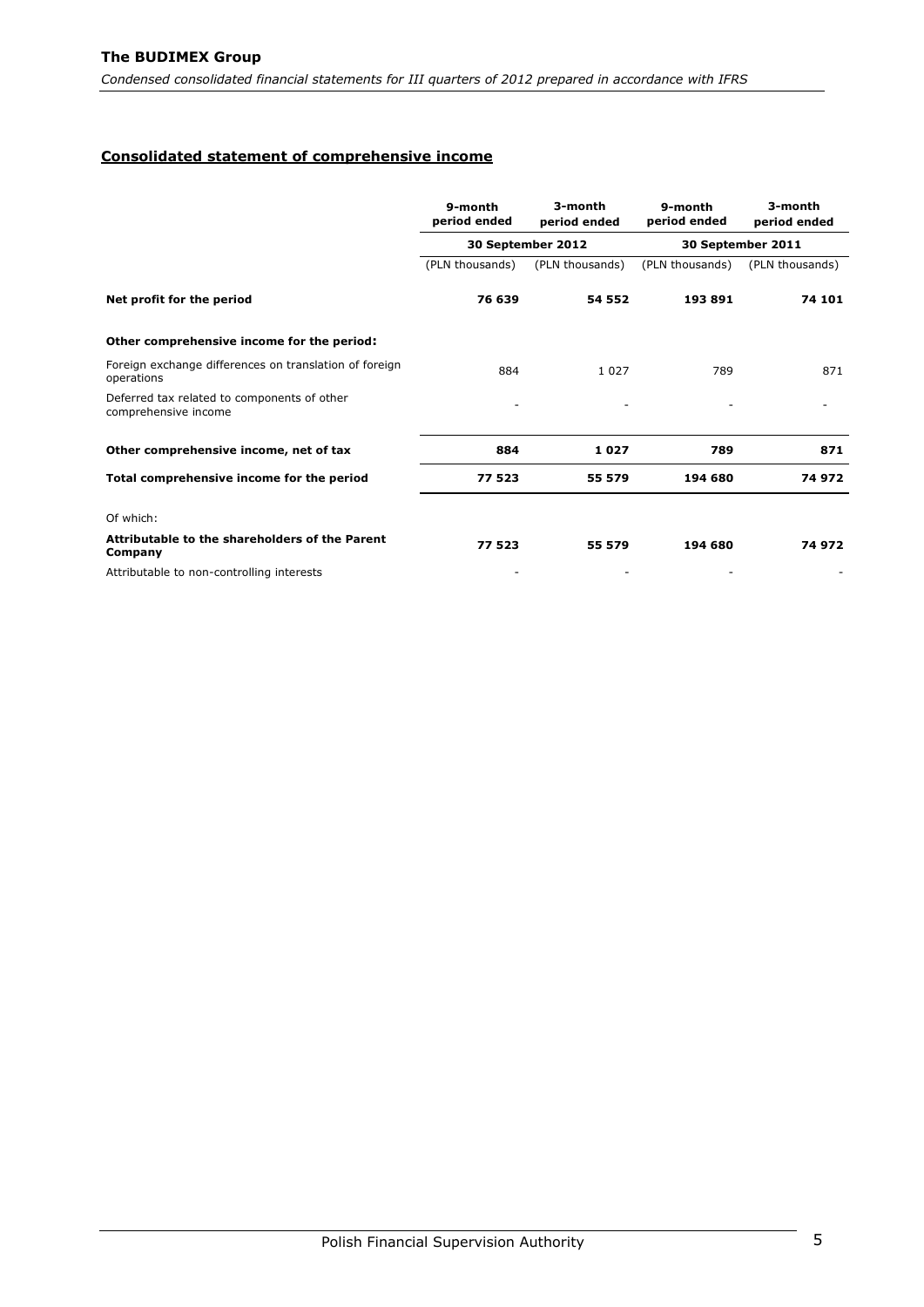## Consolidated statement of comprehensive income

| | 9-month period ended | 3-month period ended | 9-month period ended | 3-month period ended |
|---|---|---|---|---|
| | 30 September 2012 | | 30 September 2011 | |
| | (PLN thousands) | (PLN thousands) | (PLN thousands) | (PLN thousands) |
| **Net profit for the period** | **76 639** | **54 552** | **193 891** | **74 101** |
| **Other comprehensive income for the period:** | | | | |
| Foreign exchange differences on translation of foreign operations | 884 | 1 027 | 789 | 871 |
| Deferred tax related to components of other comprehensive income | - | - | - | - |
| **Other comprehensive income, net of tax** | **884** | **1 027** | **789** | **871** |
| **Total comprehensive income for the period** | **77 523** | **55 579** | **194 680** | **74 972** |
| Of which: | | | | |
| **Attributable to the shareholders of the Parent Company** | **77 523** | **55 579** | **194 680** | **74 972** |
| Attributable to non-controlling interests | - | - | - | - |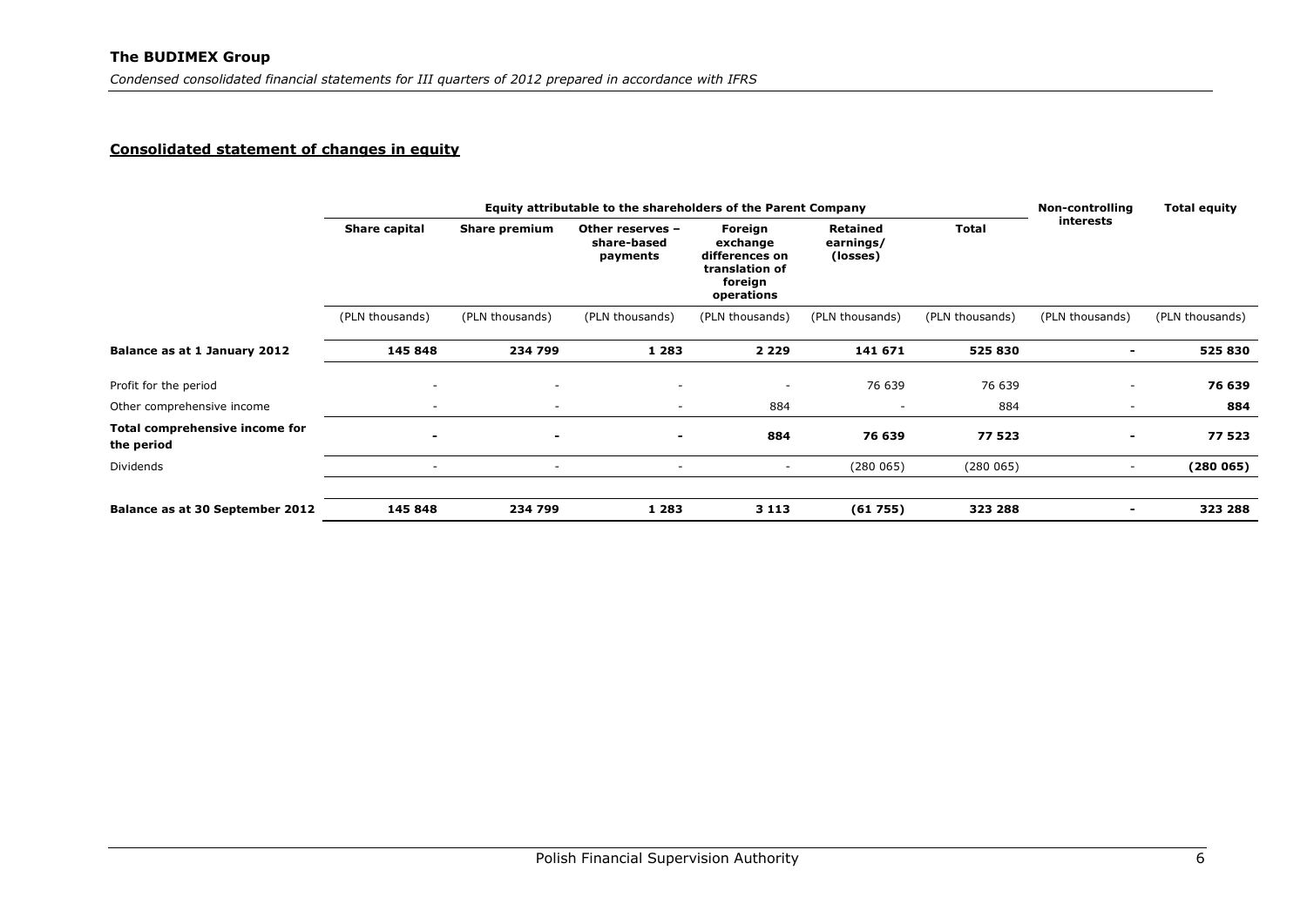## Consolidated statement of changes in equity

| | Equity attributable to the shareholders of the Parent Company | | | | | | Non-controlling interests | Total equity |
|---|---|---|---|---|---|---|---|---|
| | Share capital | Share premium | Other reserves – share-based payments | Foreign exchange differences on translation of foreign operations | Retained earnings/ (losses) | Total | | |
| | (PLN thousands) | (PLN thousands) | (PLN thousands) | (PLN thousands) | (PLN thousands) | (PLN thousands) | (PLN thousands) | (PLN thousands) |
| **Balance as at 1 January 2012** | **145 848** | **234 799** | **1 283** | **2 229** | **141 671** | **525 830** | **-** | **525 830** |
| Profit for the period | - | - | - | - | 76 639 | 76 639 | - | **76 639** |
| Other comprehensive income | - | - | - | 884 | - | 884 | - | **884** |
| **Total comprehensive income for the period** | **-** | **-** | **-** | **884** | **76 639** | **77 523** | **-** | **77 523** |
| Dividends | - | - | - | - | (280 065) | (280 065) | - | **(280 065)** |
| **Balance as at 30 September 2012** | **145 848** | **234 799** | **1 283** | **3 113** | **(61 755)** | **323 288** | **-** | **323 288** |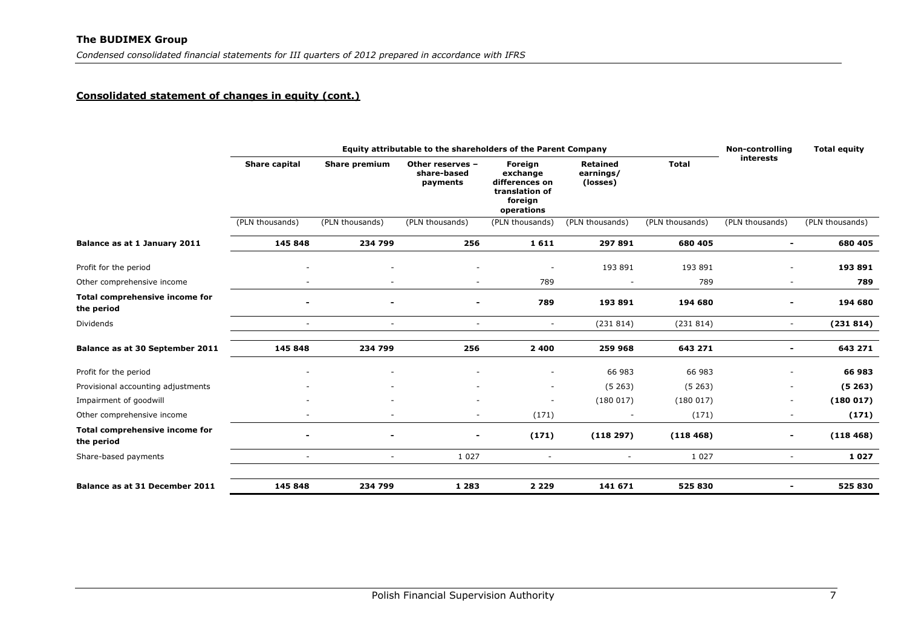## Consolidated statement of changes in equity (cont.)

| | Equity attributable to the shareholders of the Parent Company | | | | | | Non-controlling interests | Total equity |
|---|---|---|---|---|---|---|---|---|
| | Share capital | Share premium | Other reserves – share-based payments | Foreign exchange differences on translation of foreign operations | Retained earnings/ (losses) | Total | | |
| | (PLN thousands) | (PLN thousands) | (PLN thousands) | (PLN thousands) | (PLN thousands) | (PLN thousands) | (PLN thousands) | (PLN thousands) |
| **Balance as at 1 January 2011** | **145 848** | **234 799** | **256** | **1 611** | **297 891** | **680 405** | **-** | **680 405** |
| Profit for the period | - | - | - | - | 193 891 | 193 891 | - | **193 891** |
| Other comprehensive income | - | - | - | 789 | - | 789 | - | **789** |
| **Total comprehensive income for the period** | **-** | **-** | **-** | **789** | **193 891** | **194 680** | **-** | **194 680** |
| Dividends | - | - | - | - | (231 814) | (231 814) | - | **(231 814)** |
| **Balance as at 30 September 2011** | **145 848** | **234 799** | **256** | **2 400** | **259 968** | **643 271** | **-** | **643 271** |
| Profit for the period | - | - | - | - | 66 983 | 66 983 | - | **66 983** |
| Provisional accounting adjustments | - | - | - | - | (5 263) | (5 263) | - | **(5 263)** |
| Impairment of goodwill | - | - | - | - | (180 017) | (180 017) | - | **(180 017)** |
| Other comprehensive income | - | - | - | (171) | - | (171) | - | **(171)** |
| **Total comprehensive income for the period** | **-** | **-** | **-** | **(171)** | **(118 297)** | **(118 468)** | **-** | **(118 468)** |
| Share-based payments | - | - | 1 027 | - | - | 1 027 | - | **1 027** |
| **Balance as at 31 December 2011** | **145 848** | **234 799** | **1 283** | **2 229** | **141 671** | **525 830** | **-** | **525 830** |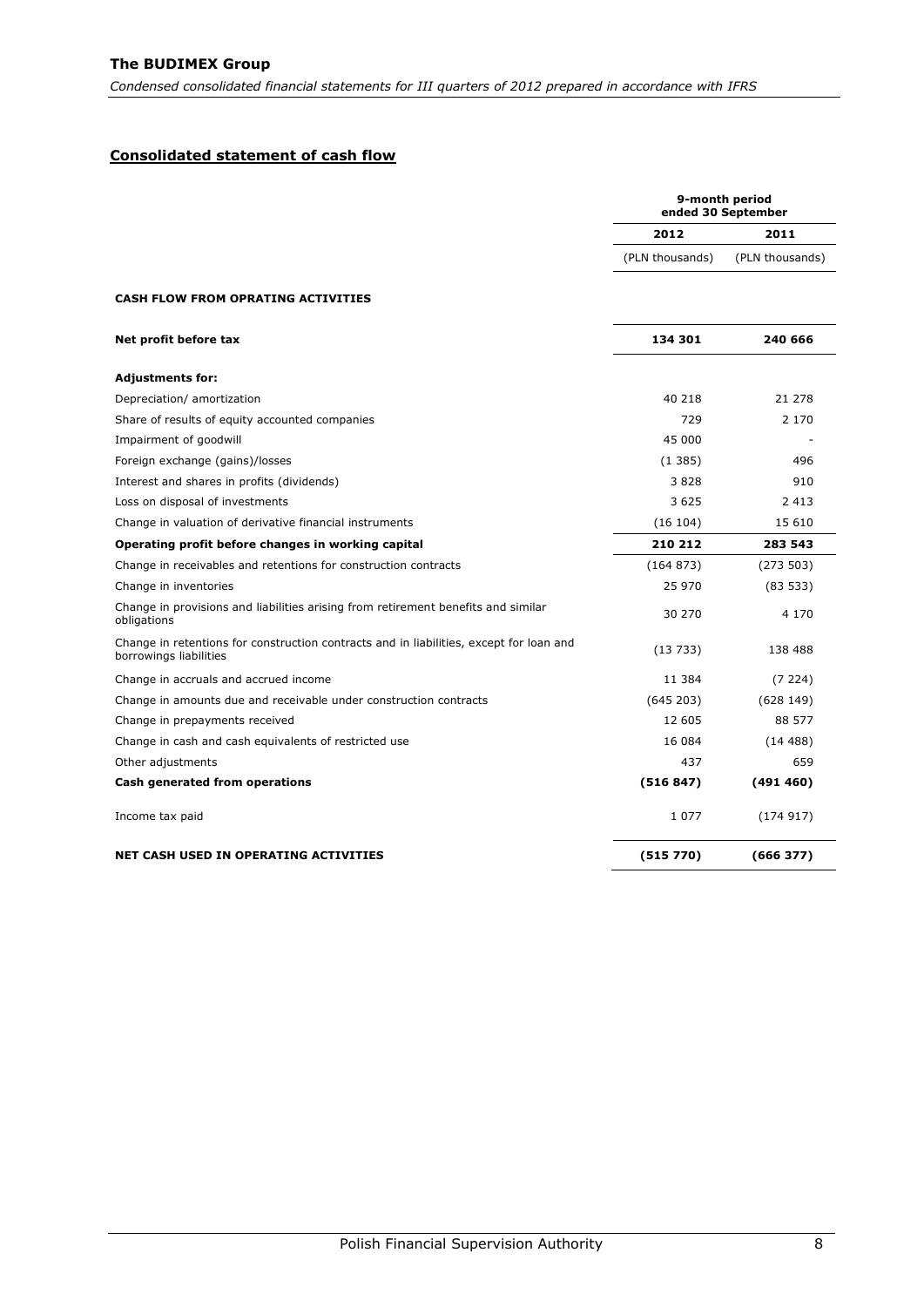## Consolidated statement of cash flow

| | 9-month period ended 30 September | |
|---|---|---|
| | 2012 | 2011 |
| | (PLN thousands) | (PLN thousands) |
| **CASH FLOW FROM OPRATING ACTIVITIES** | | |
| **Net profit before tax** | **134 301** | **240 666** |
| **Adjustments for:** | | |
| Depreciation/ amortization | 40 218 | 21 278 |
| Share of results of equity accounted companies | 729 | 2 170 |
| Impairment of goodwill | 45 000 | - |
| Foreign exchange (gains)/losses | (1 385) | 496 |
| Interest and shares in profits (dividends) | 3 828 | 910 |
| Loss on disposal of investments | 3 625 | 2 413 |
| Change in valuation of derivative financial instruments | (16 104) | 15 610 |
| **Operating profit before changes in working capital** | **210 212** | **283 543** |
| Change in receivables and retentions for construction contracts | (164 873) | (273 503) |
| Change in inventories | 25 970 | (83 533) |
| Change in provisions and liabilities arising from retirement benefits and similar obligations | 30 270 | 4 170 |
| Change in retentions for construction contracts and in liabilities, except for loan and borrowings liabilities | (13 733) | 138 488 |
| Change in accruals and accrued income | 11 384 | (7 224) |
| Change in amounts due and receivable under construction contracts | (645 203) | (628 149) |
| Change in prepayments received | 12 605 | 88 577 |
| Change in cash and cash equivalents of restricted use | 16 084 | (14 488) |
| Other adjustments | 437 | 659 |
| **Cash generated from operations** | **(516 847)** | **(491 460)** |
| Income tax paid | 1 077 | (174 917) |
| **NET CASH USED IN OPERATING ACTIVITIES** | **(515 770)** | **(666 377)** |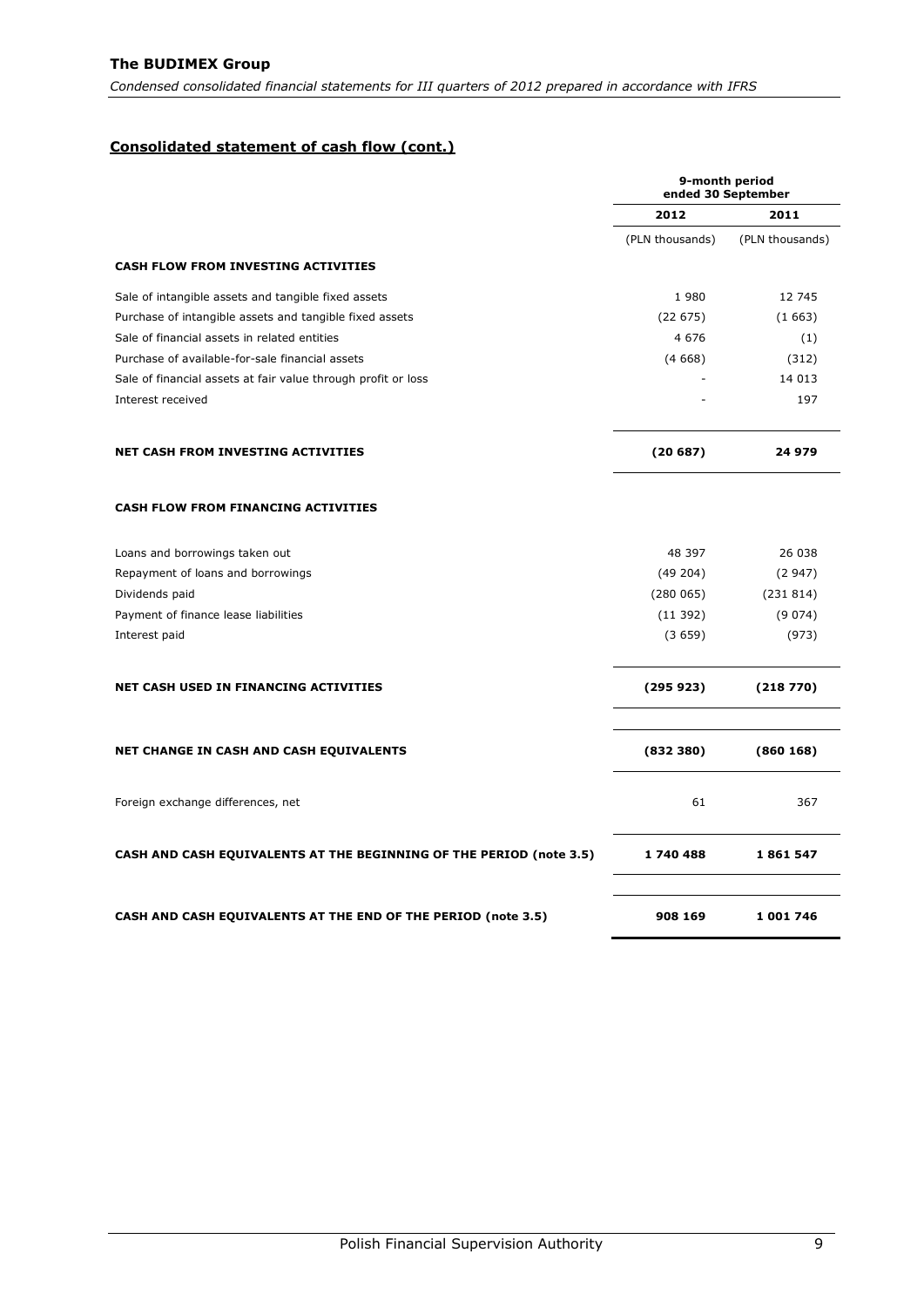## Consolidated statement of cash flow (cont.)

| | 9-month period ended 30 September | |
|---|---|---|
| | 2012 | 2011 |
| | (PLN thousands) | (PLN thousands) |
| **CASH FLOW FROM INVESTING ACTIVITIES** | | |
| Sale of intangible assets and tangible fixed assets | 1 980 | 12 745 |
| Purchase of intangible assets and tangible fixed assets | (22 675) | (1 663) |
| Sale of financial assets in related entities | 4 676 | (1) |
| Purchase of available-for-sale financial assets | (4 668) | (312) |
| Sale of financial assets at fair value through profit or loss | - | 14 013 |
| Interest received | - | 197 |
| **NET CASH FROM INVESTING ACTIVITIES** | **(20 687)** | **24 979** |
| **CASH FLOW FROM FINANCING ACTIVITIES** | | |
| Loans and borrowings taken out | 48 397 | 26 038 |
| Repayment of loans and borrowings | (49 204) | (2 947) |
| Dividends paid | (280 065) | (231 814) |
| Payment of finance lease liabilities | (11 392) | (9 074) |
| Interest paid | (3 659) | (973) |
| **NET CASH USED IN FINANCING ACTIVITIES** | **(295 923)** | **(218 770)** |
| **NET CHANGE IN CASH AND CASH EQUIVALENTS** | **(832 380)** | **(860 168)** |
| Foreign exchange differences, net | 61 | 367 |
| **CASH AND CASH EQUIVALENTS AT THE BEGINNING OF THE PERIOD (note 3.5)** | **1 740 488** | **1 861 547** |
| **CASH AND CASH EQUIVALENTS AT THE END OF THE PERIOD (note 3.5)** | **908 169** | **1 001 746** |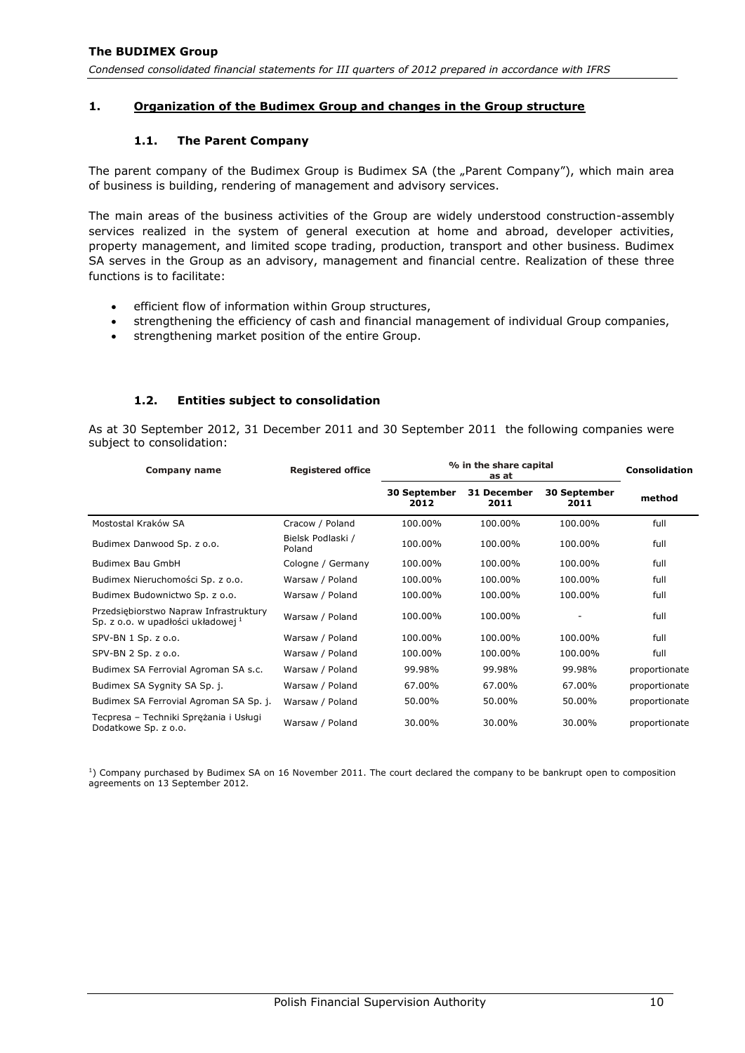## 1. Organization of the Budimex Group and changes in the Group structure

### 1.1. The Parent Company

The parent company of the Budimex Group is Budimex SA (the „Parent Company"), which main area of business is building, rendering of management and advisory services.

The main areas of the business activities of the Group are widely understood construction-assembly services realized in the system of general execution at home and abroad, developer activities, property management, and limited scope trading, production, transport and other business. Budimex SA serves in the Group as an advisory, management and financial centre. Realization of these three functions is to facilitate:

- efficient flow of information within Group structures,
- strengthening the efficiency of cash and financial management of individual Group companies,
- strengthening market position of the entire Group.

### 1.2. Entities subject to consolidation

As at 30 September 2012, 31 December 2011 and 30 September 2011 the following companies were subject to consolidation:

| Company name | Registered office | % in the share capital as at | | | Consolidation |
|---|---|---|---|---|---|
| | | 30 September 2012 | 31 December 2011 | 30 September 2011 | method |
| Mostostal Kraków SA | Cracow / Poland | 100.00% | 100.00% | 100.00% | full |
| Budimex Danwood Sp. z o.o. | Bielsk Podlaski / Poland | 100.00% | 100.00% | 100.00% | full |
| Budimex Bau GmbH | Cologne / Germany | 100.00% | 100.00% | 100.00% | full |
| Budimex Nieruchomości Sp. z o.o. | Warsaw / Poland | 100.00% | 100.00% | 100.00% | full |
| Budimex Budownictwo Sp. z o.o. | Warsaw / Poland | 100.00% | 100.00% | 100.00% | full |
| Przedsiębiorstwo Napraw Infrastruktury Sp. z o.o. w upadłości układowej [1] | Warsaw / Poland | 100.00% | 100.00% | - | full |
| SPV-BN 1 Sp. z o.o. | Warsaw / Poland | 100.00% | 100.00% | 100.00% | full |
| SPV-BN 2 Sp. z o.o. | Warsaw / Poland | 100.00% | 100.00% | 100.00% | full |
| Budimex SA Ferrovial Agroman SA s.c. | Warsaw / Poland | 99.98% | 99.98% | 99.98% | proportionate |
| Budimex SA Sygnity SA Sp. j. | Warsaw / Poland | 67.00% | 67.00% | 67.00% | proportionate |
| Budimex SA Ferrovial Agroman SA Sp. j. | Warsaw / Poland | 50.00% | 50.00% | 50.00% | proportionate |
| Tecpresa – Techniki Sprężania i Usługi Dodatkowe Sp. z o.o. | Warsaw / Poland | 30.00% | 30.00% | 30.00% | proportionate |

[1]) Company purchased by Budimex SA on 16 November 2011. The court declared the company to be bankrupt open to composition agreements on 13 September 2012.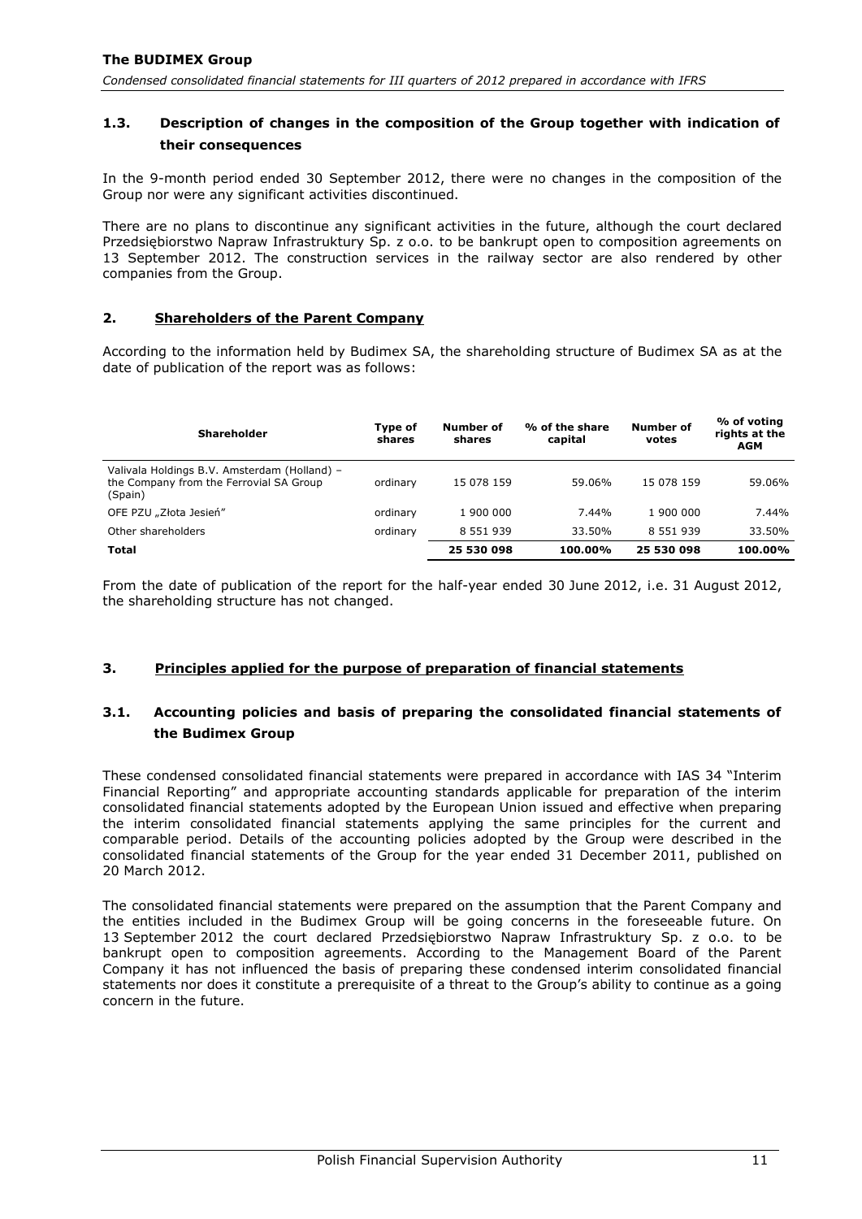## 1.3. Description of changes in the composition of the Group together with indication of their consequences

In the 9-month period ended 30 September 2012, there were no changes in the composition of the Group nor were any significant activities discontinued.

There are no plans to discontinue any significant activities in the future, although the court declared Przedsiębiorstwo Napraw Infrastruktury Sp. z o.o. to be bankrupt open to composition agreements on 13 September 2012. The construction services in the railway sector are also rendered by other companies from the Group.

## 2. Shareholders of the Parent Company

According to the information held by Budimex SA, the shareholding structure of Budimex SA as at the date of publication of the report was as follows:

| Shareholder | Type of shares | Number of shares | % of the share capital | Number of votes | % of voting rights at the AGM |
|---|---|---|---|---|---|
| Valivala Holdings B.V. Amsterdam (Holland) – the Company from the Ferrovial SA Group (Spain) | ordinary | 15 078 159 | 59.06% | 15 078 159 | 59.06% |
| OFE PZU „Złota Jesień" | ordinary | 1 900 000 | 7.44% | 1 900 000 | 7.44% |
| Other shareholders | ordinary | 8 551 939 | 33.50% | 8 551 939 | 33.50% |
| **Total** | | **25 530 098** | **100.00%** | **25 530 098** | **100.00%** |

From the date of publication of the report for the half-year ended 30 June 2012, i.e. 31 August 2012, the shareholding structure has not changed.

## 3. Principles applied for the purpose of preparation of financial statements

### 3.1. Accounting policies and basis of preparing the consolidated financial statements of the Budimex Group

These condensed consolidated financial statements were prepared in accordance with IAS 34 "Interim Financial Reporting" and appropriate accounting standards applicable for preparation of the interim consolidated financial statements adopted by the European Union issued and effective when preparing the interim consolidated financial statements applying the same principles for the current and comparable period. Details of the accounting policies adopted by the Group were described in the consolidated financial statements of the Group for the year ended 31 December 2011, published on 20 March 2012.

The consolidated financial statements were prepared on the assumption that the Parent Company and the entities included in the Budimex Group will be going concerns in the foreseeable future. On 13 September 2012 the court declared Przedsiębiorstwo Napraw Infrastruktury Sp. z o.o. to be bankrupt open to composition agreements. According to the Management Board of the Parent Company it has not influenced the basis of preparing these condensed interim consolidated financial statements nor does it constitute a prerequisite of a threat to the Group's ability to continue as a going concern in the future.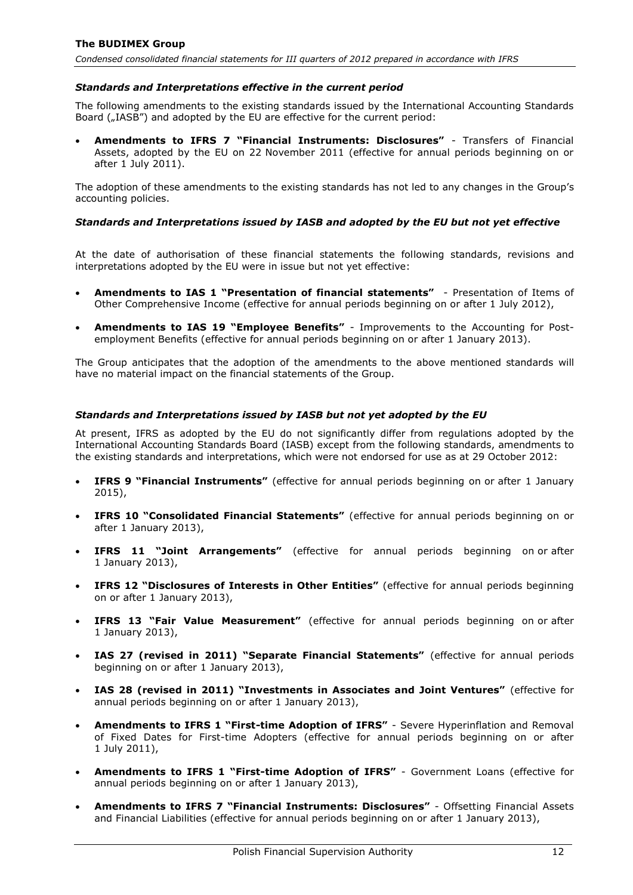### *Standards and Interpretations effective in the current period*

The following amendments to the existing standards issued by the International Accounting Standards Board („IASB") and adopted by the EU are effective for the current period:

- **Amendments to IFRS 7 "Financial Instruments: Disclosures"** - Transfers of Financial Assets, adopted by the EU on 22 November 2011 (effective for annual periods beginning on or after 1 July 2011).

The adoption of these amendments to the existing standards has not led to any changes in the Group's accounting policies.

### *Standards and Interpretations issued by IASB and adopted by the EU but not yet effective*

At the date of authorisation of these financial statements the following standards, revisions and interpretations adopted by the EU were in issue but not yet effective:

- **Amendments to IAS 1 "Presentation of financial statements"** - Presentation of Items of Other Comprehensive Income (effective for annual periods beginning on or after 1 July 2012),
- **Amendments to IAS 19 "Employee Benefits"** - Improvements to the Accounting for Post-employment Benefits (effective for annual periods beginning on or after 1 January 2013).

The Group anticipates that the adoption of the amendments to the above mentioned standards will have no material impact on the financial statements of the Group.

### *Standards and Interpretations issued by IASB but not yet adopted by the EU*

At present, IFRS as adopted by the EU do not significantly differ from regulations adopted by the International Accounting Standards Board (IASB) except from the following standards, amendments to the existing standards and interpretations, which were not endorsed for use as at 29 October 2012:

- **IFRS 9 "Financial Instruments"** (effective for annual periods beginning on or after 1 January 2015),
- **IFRS 10 "Consolidated Financial Statements"** (effective for annual periods beginning on or after 1 January 2013),
- **IFRS 11 "Joint Arrangements"** (effective for annual periods beginning on or after 1 January 2013),
- **IFRS 12 "Disclosures of Interests in Other Entities"** (effective for annual periods beginning on or after 1 January 2013),
- **IFRS 13 "Fair Value Measurement"** (effective for annual periods beginning on or after 1 January 2013),
- **IAS 27 (revised in 2011) "Separate Financial Statements"** (effective for annual periods beginning on or after 1 January 2013),
- **IAS 28 (revised in 2011) "Investments in Associates and Joint Ventures"** (effective for annual periods beginning on or after 1 January 2013),
- **Amendments to IFRS 1 "First-time Adoption of IFRS"** - Severe Hyperinflation and Removal of Fixed Dates for First-time Adopters (effective for annual periods beginning on or after 1 July 2011),
- **Amendments to IFRS 1 "First-time Adoption of IFRS"** - Government Loans (effective for annual periods beginning on or after 1 January 2013),
- **Amendments to IFRS 7 "Financial Instruments: Disclosures"** - Offsetting Financial Assets and Financial Liabilities (effective for annual periods beginning on or after 1 January 2013),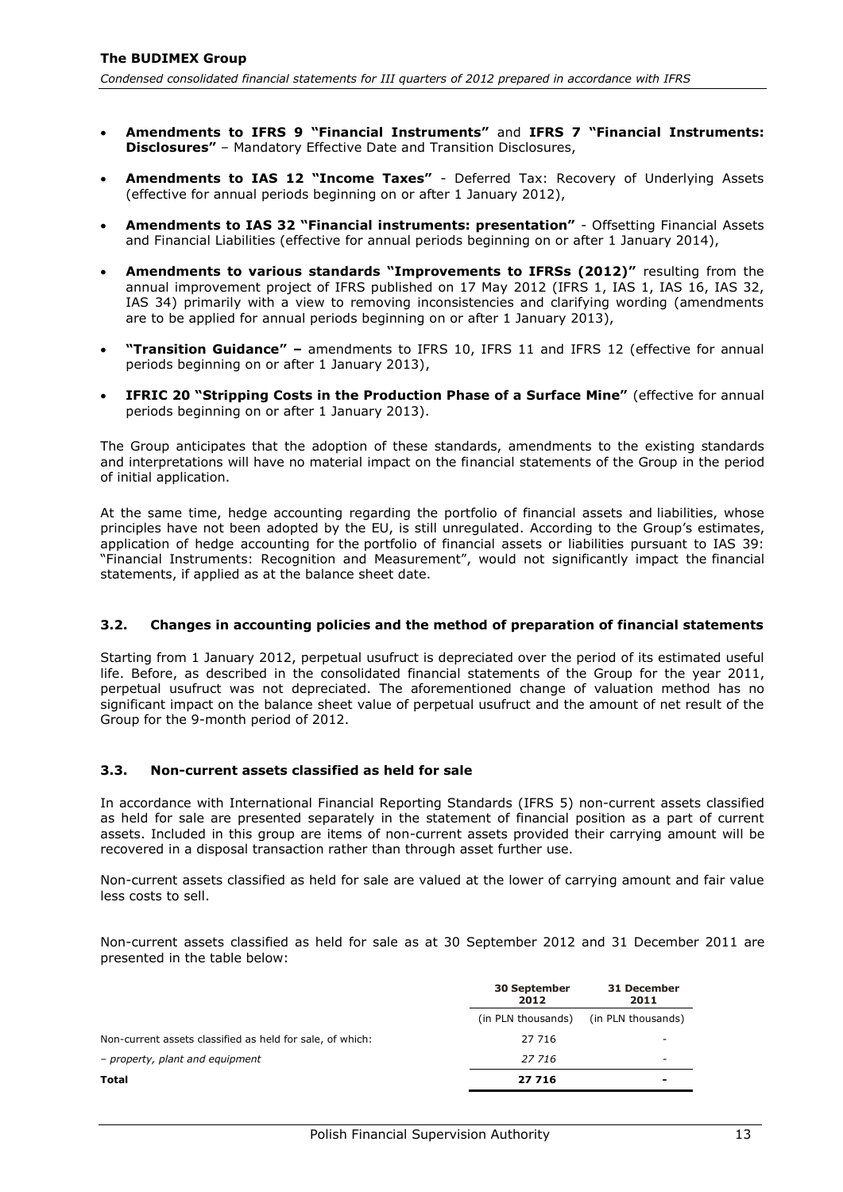- **Amendments to IFRS 9 "Financial Instruments"** and **IFRS 7 "Financial Instruments: Disclosures"** – Mandatory Effective Date and Transition Disclosures,
- **Amendments to IAS 12 "Income Taxes"** - Deferred Tax: Recovery of Underlying Assets (effective for annual periods beginning on or after 1 January 2012),
- **Amendments to IAS 32 "Financial instruments: presentation"** - Offsetting Financial Assets and Financial Liabilities (effective for annual periods beginning on or after 1 January 2014),
- **Amendments to various standards "Improvements to IFRSs (2012)"** resulting from the annual improvement project of IFRS published on 17 May 2012 (IFRS 1, IAS 1, IAS 16, IAS 32, IAS 34) primarily with a view to removing inconsistencies and clarifying wording (amendments are to be applied for annual periods beginning on or after 1 January 2013),
- **"Transition Guidance" –** amendments to IFRS 10, IFRS 11 and IFRS 12 (effective for annual periods beginning on or after 1 January 2013),
- **IFRIC 20 "Stripping Costs in the Production Phase of a Surface Mine"** (effective for annual periods beginning on or after 1 January 2013).

The Group anticipates that the adoption of these standards, amendments to the existing standards and interpretations will have no material impact on the financial statements of the Group in the period of initial application.

At the same time, hedge accounting regarding the portfolio of financial assets and liabilities, whose principles have not been adopted by the EU, is still unregulated. According to the Group's estimates, application of hedge accounting for the portfolio of financial assets or liabilities pursuant to IAS 39: "Financial Instruments: Recognition and Measurement", would not significantly impact the financial statements, if applied as at the balance sheet date.

### 3.2. Changes in accounting policies and the method of preparation of financial statements

Starting from 1 January 2012, perpetual usufruct is depreciated over the period of its estimated useful life. Before, as described in the consolidated financial statements of the Group for the year 2011, perpetual usufruct was not depreciated. The aforementioned change of valuation method has no significant impact on the balance sheet value of perpetual usufruct and the amount of net result of the Group for the 9-month period of 2012.

### 3.3. Non-current assets classified as held for sale

In accordance with International Financial Reporting Standards (IFRS 5) non-current assets classified as held for sale are presented separately in the statement of financial position as a part of current assets. Included in this group are items of non-current assets provided their carrying amount will be recovered in a disposal transaction rather than through asset further use.

Non-current assets classified as held for sale are valued at the lower of carrying amount and fair value less costs to sell.

Non-current assets classified as held for sale as at 30 September 2012 and 31 December 2011 are presented in the table below:

| | **30 September 2012** | **31 December 2011** |
|---|---|---|
| | (in PLN thousands) | (in PLN thousands) |
| Non-current assets classified as held for sale, of which: | 27 716 | - |
| *– property, plant and equipment* | *27 716* | - |
| **Total** | **27 716** | **-** |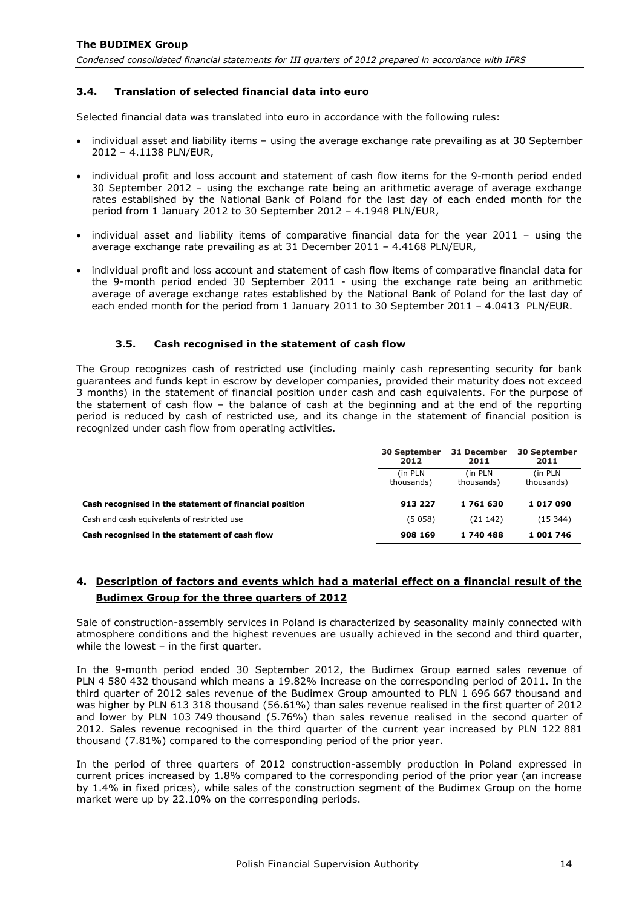### 3.4. Translation of selected financial data into euro

Selected financial data was translated into euro in accordance with the following rules:

- individual asset and liability items – using the average exchange rate prevailing as at 30 September 2012 – 4.1138 PLN/EUR,
- individual profit and loss account and statement of cash flow items for the 9-month period ended 30 September 2012 – using the exchange rate being an arithmetic average of average exchange rates established by the National Bank of Poland for the last day of each ended month for the period from 1 January 2012 to 30 September 2012 – 4.1948 PLN/EUR,
- individual asset and liability items of comparative financial data for the year 2011 – using the average exchange rate prevailing as at 31 December 2011 – 4.4168 PLN/EUR,
- individual profit and loss account and statement of cash flow items of comparative financial data for the 9-month period ended 30 September 2011 - using the exchange rate being an arithmetic average of average exchange rates established by the National Bank of Poland for the last day of each ended month for the period from 1 January 2011 to 30 September 2011 – 4.0413 PLN/EUR.

### 3.5. Cash recognised in the statement of cash flow

The Group recognizes cash of restricted use (including mainly cash representing security for bank guarantees and funds kept in escrow by developer companies, provided their maturity does not exceed 3 months) in the statement of financial position under cash and cash equivalents. For the purpose of the statement of cash flow – the balance of cash at the beginning and at the end of the reporting period is reduced by cash of restricted use, and its change in the statement of financial position is recognized under cash flow from operating activities.

| | 30 September 2012 | 31 December 2011 | 30 September 2011 |
|---|---|---|---|
| | (in PLN thousands) | (in PLN thousands) | (in PLN thousands) |
| **Cash recognised in the statement of financial position** | **913 227** | **1 761 630** | **1 017 090** |
| Cash and cash equivalents of restricted use | (5 058) | (21 142) | (15 344) |
| **Cash recognised in the statement of cash flow** | **908 169** | **1 740 488** | **1 001 746** |

## 4. Description of factors and events which had a material effect on a financial result of the Budimex Group for the three quarters of 2012

Sale of construction-assembly services in Poland is characterized by seasonality mainly connected with atmosphere conditions and the highest revenues are usually achieved in the second and third quarter, while the lowest – in the first quarter.

In the 9-month period ended 30 September 2012, the Budimex Group earned sales revenue of PLN 4 580 432 thousand which means a 19.82% increase on the corresponding period of 2011. In the third quarter of 2012 sales revenue of the Budimex Group amounted to PLN 1 696 667 thousand and was higher by PLN 613 318 thousand (56.61%) than sales revenue realised in the first quarter of 2012 and lower by PLN 103 749 thousand (5.76%) than sales revenue realised in the second quarter of 2012. Sales revenue recognised in the third quarter of the current year increased by PLN 122 881 thousand (7.81%) compared to the corresponding period of the prior year.

In the period of three quarters of 2012 construction-assembly production in Poland expressed in current prices increased by 1.8% compared to the corresponding period of the prior year (an increase by 1.4% in fixed prices), while sales of the construction segment of the Budimex Group on the home market were up by 22.10% on the corresponding periods.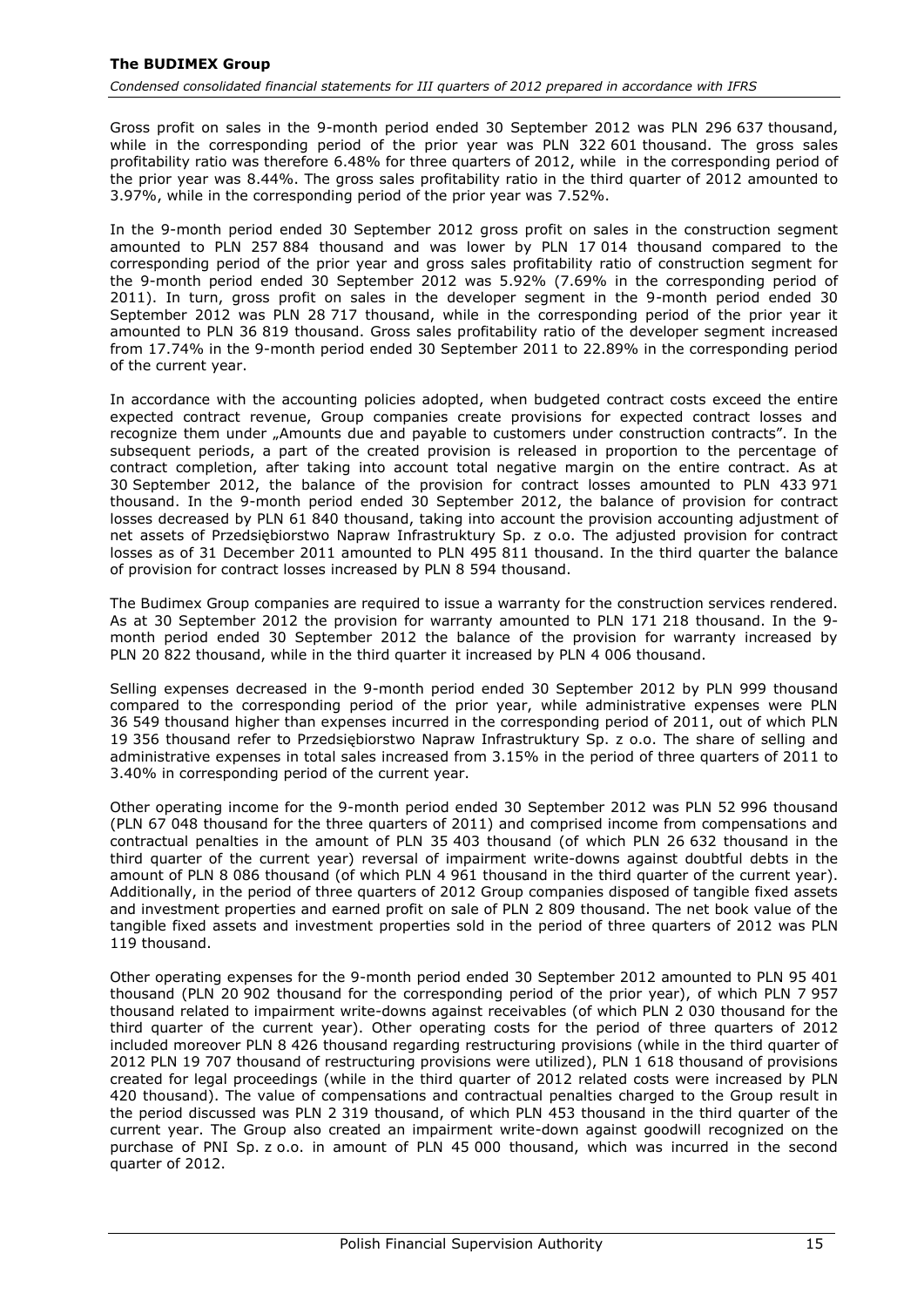Gross profit on sales in the 9-month period ended 30 September 2012 was PLN 296 637 thousand, while in the corresponding period of the prior year was PLN 322 601 thousand. The gross sales profitability ratio was therefore 6.48% for three quarters of 2012, while in the corresponding period of the prior year was 8.44%. The gross sales profitability ratio in the third quarter of 2012 amounted to 3.97%, while in the corresponding period of the prior year was 7.52%.

In the 9-month period ended 30 September 2012 gross profit on sales in the construction segment amounted to PLN 257 884 thousand and was lower by PLN 17 014 thousand compared to the corresponding period of the prior year and gross sales profitability ratio of construction segment for the 9-month period ended 30 September 2012 was 5.92% (7.69% in the corresponding period of 2011). In turn, gross profit on sales in the developer segment in the 9-month period ended 30 September 2012 was PLN 28 717 thousand, while in the corresponding period of the prior year it amounted to PLN 36 819 thousand. Gross sales profitability ratio of the developer segment increased from 17.74% in the 9-month period ended 30 September 2011 to 22.89% in the corresponding period of the current year.

In accordance with the accounting policies adopted, when budgeted contract costs exceed the entire expected contract revenue, Group companies create provisions for expected contract losses and recognize them under „Amounts due and payable to customers under construction contracts". In the subsequent periods, a part of the created provision is released in proportion to the percentage of contract completion, after taking into account total negative margin on the entire contract. As at 30 September 2012, the balance of the provision for contract losses amounted to PLN 433 971 thousand. In the 9-month period ended 30 September 2012, the balance of provision for contract losses decreased by PLN 61 840 thousand, taking into account the provision accounting adjustment of net assets of Przedsiębiorstwo Napraw Infrastruktury Sp. z o.o. The adjusted provision for contract losses as of 31 December 2011 amounted to PLN 495 811 thousand. In the third quarter the balance of provision for contract losses increased by PLN 8 594 thousand.

The Budimex Group companies are required to issue a warranty for the construction services rendered. As at 30 September 2012 the provision for warranty amounted to PLN 171 218 thousand. In the 9-month period ended 30 September 2012 the balance of the provision for warranty increased by PLN 20 822 thousand, while in the third quarter it increased by PLN 4 006 thousand.

Selling expenses decreased in the 9-month period ended 30 September 2012 by PLN 999 thousand compared to the corresponding period of the prior year, while administrative expenses were PLN 36 549 thousand higher than expenses incurred in the corresponding period of 2011, out of which PLN 19 356 thousand refer to Przedsiębiorstwo Napraw Infrastruktury Sp. z o.o. The share of selling and administrative expenses in total sales increased from 3.15% in the period of three quarters of 2011 to 3.40% in corresponding period of the current year.

Other operating income for the 9-month period ended 30 September 2012 was PLN 52 996 thousand (PLN 67 048 thousand for the three quarters of 2011) and comprised income from compensations and contractual penalties in the amount of PLN 35 403 thousand (of which PLN 26 632 thousand in the third quarter of the current year) reversal of impairment write-downs against doubtful debts in the amount of PLN 8 086 thousand (of which PLN 4 961 thousand in the third quarter of the current year). Additionally, in the period of three quarters of 2012 Group companies disposed of tangible fixed assets and investment properties and earned profit on sale of PLN 2 809 thousand. The net book value of the tangible fixed assets and investment properties sold in the period of three quarters of 2012 was PLN 119 thousand.

Other operating expenses for the 9-month period ended 30 September 2012 amounted to PLN 95 401 thousand (PLN 20 902 thousand for the corresponding period of the prior year), of which PLN 7 957 thousand related to impairment write-downs against receivables (of which PLN 2 030 thousand for the third quarter of the current year). Other operating costs for the period of three quarters of 2012 included moreover PLN 8 426 thousand regarding restructuring provisions (while in the third quarter of 2012 PLN 19 707 thousand of restructuring provisions were utilized), PLN 1 618 thousand of provisions created for legal proceedings (while in the third quarter of 2012 related costs were increased by PLN 420 thousand). The value of compensations and contractual penalties charged to the Group result in the period discussed was PLN 2 319 thousand, of which PLN 453 thousand in the third quarter of the current year. The Group also created an impairment write-down against goodwill recognized on the purchase of PNI Sp. z o.o. in amount of PLN 45 000 thousand, which was incurred in the second quarter of 2012.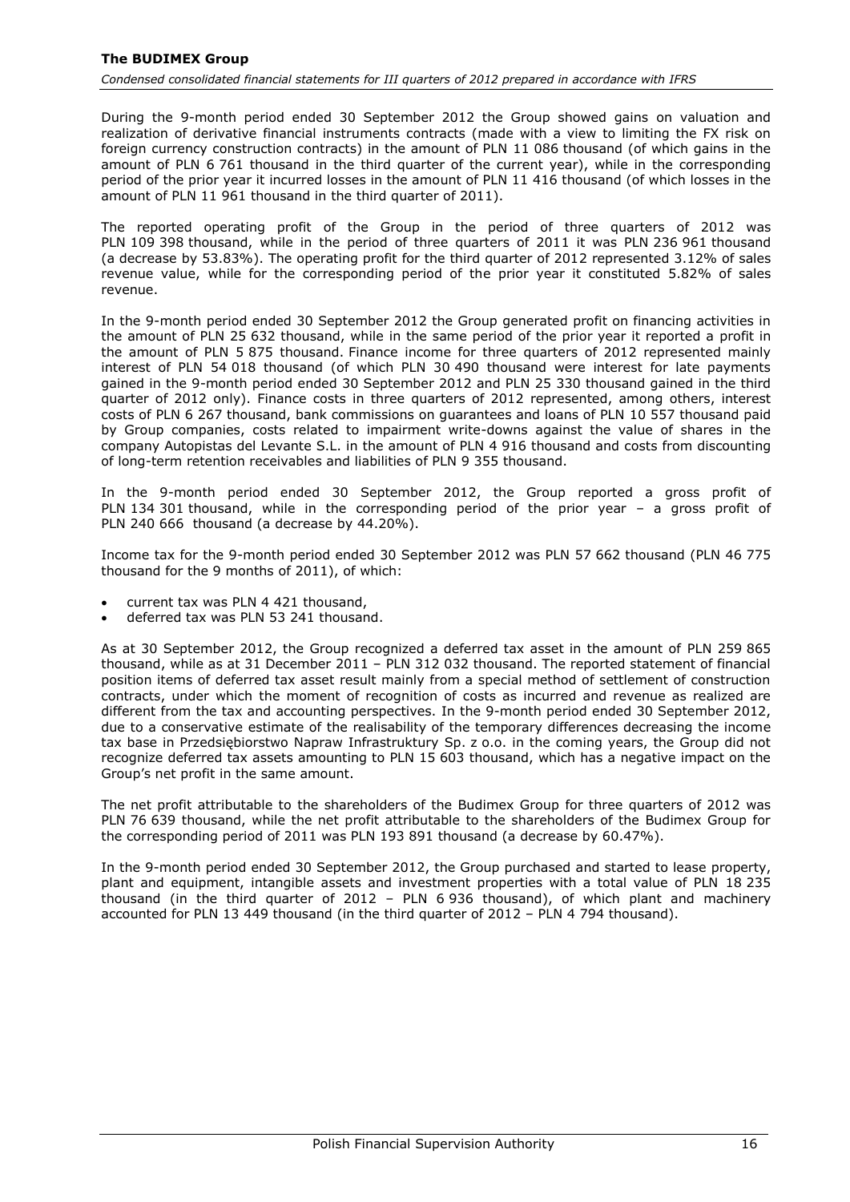During the 9-month period ended 30 September 2012 the Group showed gains on valuation and realization of derivative financial instruments contracts (made with a view to limiting the FX risk on foreign currency construction contracts) in the amount of PLN 11 086 thousand (of which gains in the amount of PLN 6 761 thousand in the third quarter of the current year), while in the corresponding period of the prior year it incurred losses in the amount of PLN 11 416 thousand (of which losses in the amount of PLN 11 961 thousand in the third quarter of 2011).

The reported operating profit of the Group in the period of three quarters of 2012 was PLN 109 398 thousand, while in the period of three quarters of 2011 it was PLN 236 961 thousand (a decrease by 53.83%). The operating profit for the third quarter of 2012 represented 3.12% of sales revenue value, while for the corresponding period of the prior year it constituted 5.82% of sales revenue.

In the 9-month period ended 30 September 2012 the Group generated profit on financing activities in the amount of PLN 25 632 thousand, while in the same period of the prior year it reported a profit in the amount of PLN 5 875 thousand. Finance income for three quarters of 2012 represented mainly interest of PLN 54 018 thousand (of which PLN 30 490 thousand were interest for late payments gained in the 9-month period ended 30 September 2012 and PLN 25 330 thousand gained in the third quarter of 2012 only). Finance costs in three quarters of 2012 represented, among others, interest costs of PLN 6 267 thousand, bank commissions on guarantees and loans of PLN 10 557 thousand paid by Group companies, costs related to impairment write-downs against the value of shares in the company Autopistas del Levante S.L. in the amount of PLN 4 916 thousand and costs from discounting of long-term retention receivables and liabilities of PLN 9 355 thousand.

In the 9-month period ended 30 September 2012, the Group reported a gross profit of PLN 134 301 thousand, while in the corresponding period of the prior year – a gross profit of PLN 240 666 thousand (a decrease by 44.20%).

Income tax for the 9-month period ended 30 September 2012 was PLN 57 662 thousand (PLN 46 775 thousand for the 9 months of 2011), of which:

- current tax was PLN 4 421 thousand,
- deferred tax was PLN 53 241 thousand.

As at 30 September 2012, the Group recognized a deferred tax asset in the amount of PLN 259 865 thousand, while as at 31 December 2011 – PLN 312 032 thousand. The reported statement of financial position items of deferred tax asset result mainly from a special method of settlement of construction contracts, under which the moment of recognition of costs as incurred and revenue as realized are different from the tax and accounting perspectives. In the 9-month period ended 30 September 2012, due to a conservative estimate of the realisability of the temporary differences decreasing the income tax base in Przedsiębiorstwo Napraw Infrastruktury Sp. z o.o. in the coming years, the Group did not recognize deferred tax assets amounting to PLN 15 603 thousand, which has a negative impact on the Group's net profit in the same amount.

The net profit attributable to the shareholders of the Budimex Group for three quarters of 2012 was PLN 76 639 thousand, while the net profit attributable to the shareholders of the Budimex Group for the corresponding period of 2011 was PLN 193 891 thousand (a decrease by 60.47%).

In the 9-month period ended 30 September 2012, the Group purchased and started to lease property, plant and equipment, intangible assets and investment properties with a total value of PLN 18 235 thousand (in the third quarter of 2012 – PLN 6 936 thousand), of which plant and machinery accounted for PLN 13 449 thousand (in the third quarter of 2012 – PLN 4 794 thousand).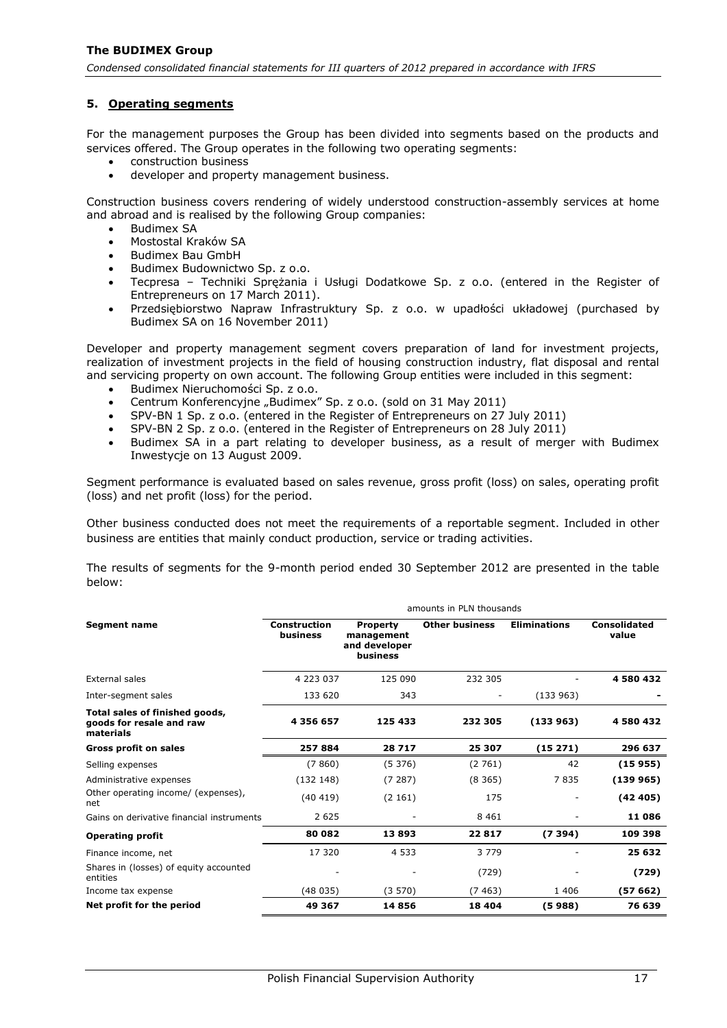## 5. Operating segments

For the management purposes the Group has been divided into segments based on the products and services offered. The Group operates in the following two operating segments:

- construction business
- developer and property management business.

Construction business covers rendering of widely understood construction-assembly services at home and abroad and is realised by the following Group companies:

- Budimex SA
- Mostostal Kraków SA
- Budimex Bau GmbH
- Budimex Budownictwo Sp. z o.o.
- Tecpresa – Techniki Sprężania i Usługi Dodatkowe Sp. z o.o. (entered in the Register of Entrepreneurs on 17 March 2011).
- Przedsiębiorstwo Napraw Infrastruktury Sp. z o.o. w upadłości układowej (purchased by Budimex SA on 16 November 2011)

Developer and property management segment covers preparation of land for investment projects, realization of investment projects in the field of housing construction industry, flat disposal and rental and servicing property on own account. The following Group entities were included in this segment:

- Budimex Nieruchomości Sp. z o.o.
- Centrum Konferencyjne „Budimex" Sp. z o.o. (sold on 31 May 2011)
- SPV-BN 1 Sp. z o.o. (entered in the Register of Entrepreneurs on 27 July 2011)
- SPV-BN 2 Sp. z o.o. (entered in the Register of Entrepreneurs on 28 July 2011)
- Budimex SA in a part relating to developer business, as a result of merger with Budimex Inwestycje on 13 August 2009.

Segment performance is evaluated based on sales revenue, gross profit (loss) on sales, operating profit (loss) and net profit (loss) for the period.

Other business conducted does not meet the requirements of a reportable segment. Included in other business are entities that mainly conduct production, service or trading activities.

The results of segments for the 9-month period ended 30 September 2012 are presented in the table below:

| | amounts in PLN thousands | | | | |
|---|---|---|---|---|---|
| **Segment name** | **Construction business** | **Property management and developer business** | **Other business** | **Eliminations** | **Consolidated value** |
| External sales | 4 223 037 | 125 090 | 232 305 | - | **4 580 432** |
| Inter-segment sales | 133 620 | 343 | - | (133 963) | **-** |
| **Total sales of finished goods, goods for resale and raw materials** | **4 356 657** | **125 433** | **232 305** | **(133 963)** | **4 580 432** |
| **Gross profit on sales** | **257 884** | **28 717** | **25 307** | **(15 271)** | **296 637** |
| Selling expenses | (7 860) | (5 376) | (2 761) | 42 | **(15 955)** |
| Administrative expenses | (132 148) | (7 287) | (8 365) | 7 835 | **(139 965)** |
| Other operating income/ (expenses), net | (40 419) | (2 161) | 175 | - | **(42 405)** |
| Gains on derivative financial instruments | 2 625 | - | 8 461 | - | **11 086** |
| **Operating profit** | **80 082** | **13 893** | **22 817** | **(7 394)** | **109 398** |
| Finance income, net | 17 320 | 4 533 | 3 779 | - | **25 632** |
| Shares in (losses) of equity accounted entities | - | - | (729) | - | **(729)** |
| Income tax expense | (48 035) | (3 570) | (7 463) | 1 406 | **(57 662)** |
| **Net profit for the period** | **49 367** | **14 856** | **18 404** | **(5 988)** | **76 639** |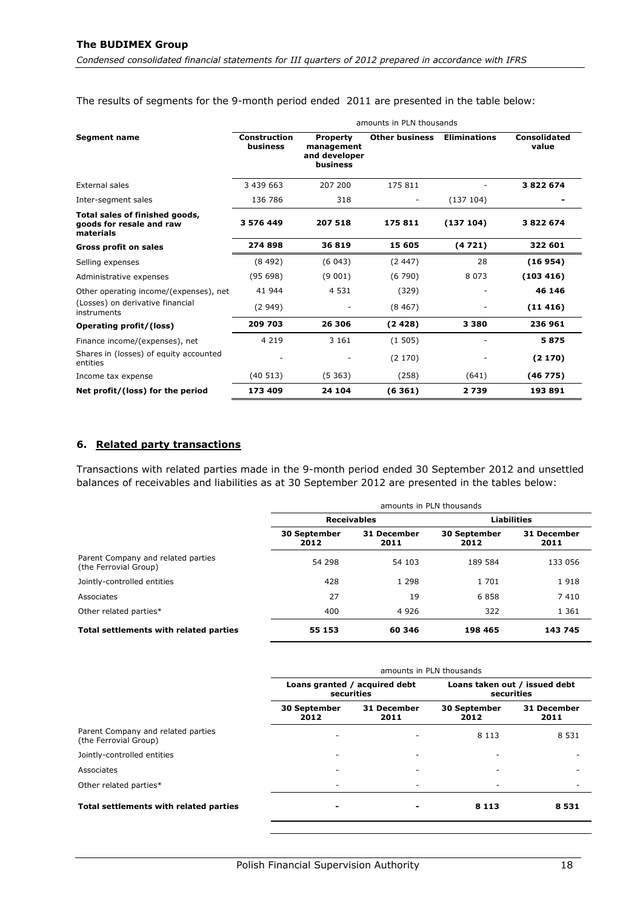The results of segments for the 9-month period ended 2011 are presented in the table below:

| Segment name | Construction business | Property management and developer business | Other business | Eliminations | Consolidated value |
|---|---|---|---|---|---|
| | amounts in PLN thousands | | | | |
| External sales | 3 439 663 | 207 200 | 175 811 | - | **3 822 674** |
| Inter-segment sales | 136 786 | 318 | - | (137 104) | **-** |
| **Total sales of finished goods, goods for resale and raw materials** | **3 576 449** | **207 518** | **175 811** | **(137 104)** | **3 822 674** |
| **Gross profit on sales** | **274 898** | **36 819** | **15 605** | **(4 721)** | **322 601** |
| Selling expenses | (8 492) | (6 043) | (2 447) | 28 | **(16 954)** |
| Administrative expenses | (95 698) | (9 001) | (6 790) | 8 073 | **(103 416)** |
| Other operating income/(expenses), net | 41 944 | 4 531 | (329) | - | **46 146** |
| (Losses) on derivative financial instruments | (2 949) | - | (8 467) | - | **(11 416)** |
| **Operating profit/(loss)** | **209 703** | **26 306** | **(2 428)** | **3 380** | **236 961** |
| Finance income/(expenses), net | 4 219 | 3 161 | (1 505) | - | **5 875** |
| Shares in (losses) of equity accounted entities | - | - | (2 170) | - | **(2 170)** |
| Income tax expense | (40 513) | (5 363) | (258) | (641) | **(46 775)** |
| **Net profit/(loss) for the period** | **173 409** | **24 104** | **(6 361)** | **2 739** | **193 891** |

## 6. Related party transactions

Transactions with related parties made in the 9-month period ended 30 September 2012 and unsettled balances of receivables and liabilities as at 30 September 2012 are presented in the tables below:

| | amounts in PLN thousands | | | |
|---|---|---|---|---|
| | **Receivables** | | **Liabilities** | |
| | **30 September 2012** | **31 December 2011** | **30 September 2012** | **31 December 2011** |
| Parent Company and related parties (the Ferrovial Group) | 54 298 | 54 103 | 189 584 | 133 056 |
| Jointly-controlled entities | 428 | 1 298 | 1 701 | 1 918 |
| Associates | 27 | 19 | 6 858 | 7 410 |
| Other related parties* | 400 | 4 926 | 322 | 1 361 |
| **Total settlements with related parties** | **55 153** | **60 346** | **198 465** | **143 745** |

| | amounts in PLN thousands | | | |
|---|---|---|---|---|
| | **Loans granted / acquired debt securities** | | **Loans taken out / issued debt securities** | |
| | **30 September 2012** | **31 December 2011** | **30 September 2012** | **31 December 2011** |
| Parent Company and related parties (the Ferrovial Group) | - | - | 8 113 | 8 531 |
| Jointly-controlled entities | - | - | - | - |
| Associates | - | - | - | - |
| Other related parties* | - | - | - | - |
| **Total settlements with related parties** | **-** | **-** | **8 113** | **8 531** |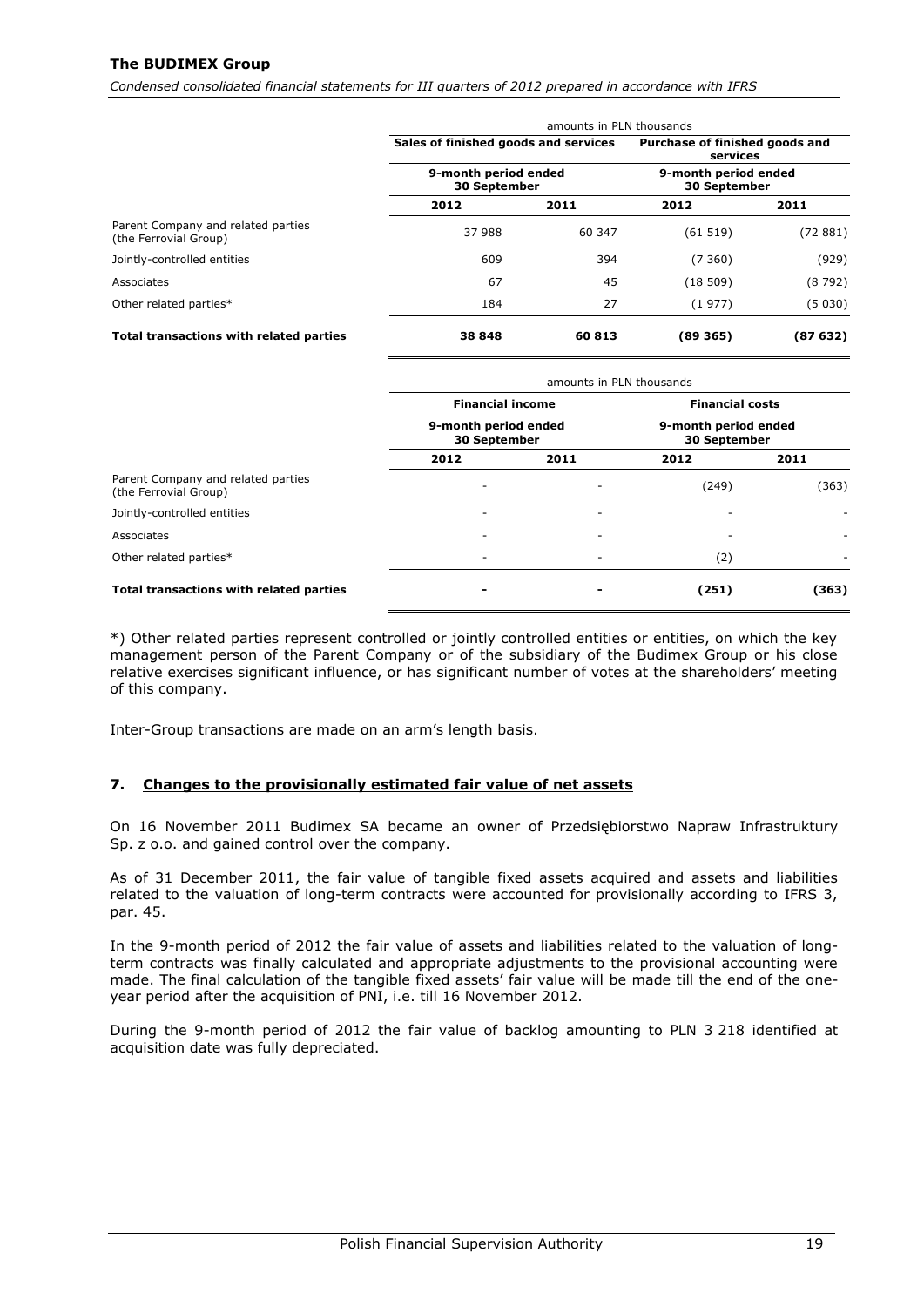| | amounts in PLN thousands | | | |
|---|---|---|---|---|
| | **Sales of finished goods and services** | | **Purchase of finished goods and services** | |
| | **9-month period ended 30 September** | | **9-month period ended 30 September** | |
| | **2012** | **2011** | **2012** | **2011** |
| Parent Company and related parties (the Ferrovial Group) | 37 988 | 60 347 | (61 519) | (72 881) |
| Jointly-controlled entities | 609 | 394 | (7 360) | (929) |
| Associates | 67 | 45 | (18 509) | (8 792) |
| Other related parties* | 184 | 27 | (1 977) | (5 030) |
| **Total transactions with related parties** | **38 848** | **60 813** | **(89 365)** | **(87 632)** |

| | amounts in PLN thousands | | | |
|---|---|---|---|---|
| | **Financial income** | | **Financial costs** | |
| | **9-month period ended 30 September** | | **9-month period ended 30 September** | |
| | **2012** | **2011** | **2012** | **2011** |
| Parent Company and related parties (the Ferrovial Group) | - | - | (249) | (363) |
| Jointly-controlled entities | - | - | - | - |
| Associates | - | - | - | - |
| Other related parties* | - | - | (2) | - |
| **Total transactions with related parties** | **-** | **-** | **(251)** | **(363)** |

*) Other related parties represent controlled or jointly controlled entities or entities, on which the key management person of the Parent Company or of the subsidiary of the Budimex Group or his close relative exercises significant influence, or has significant number of votes at the shareholders' meeting of this company.

Inter-Group transactions are made on an arm's length basis.

## 7. Changes to the provisionally estimated fair value of net assets

On 16 November 2011 Budimex SA became an owner of Przedsiębiorstwo Napraw Infrastruktury Sp. z o.o. and gained control over the company.

As of 31 December 2011, the fair value of tangible fixed assets acquired and assets and liabilities related to the valuation of long-term contracts were accounted for provisionally according to IFRS 3, par. 45.

In the 9-month period of 2012 the fair value of assets and liabilities related to the valuation of long-term contracts was finally calculated and appropriate adjustments to the provisional accounting were made. The final calculation of the tangible fixed assets' fair value will be made till the end of the one-year period after the acquisition of PNI, i.e. till 16 November 2012.

During the 9-month period of 2012 the fair value of backlog amounting to PLN 3 218 identified at acquisition date was fully depreciated.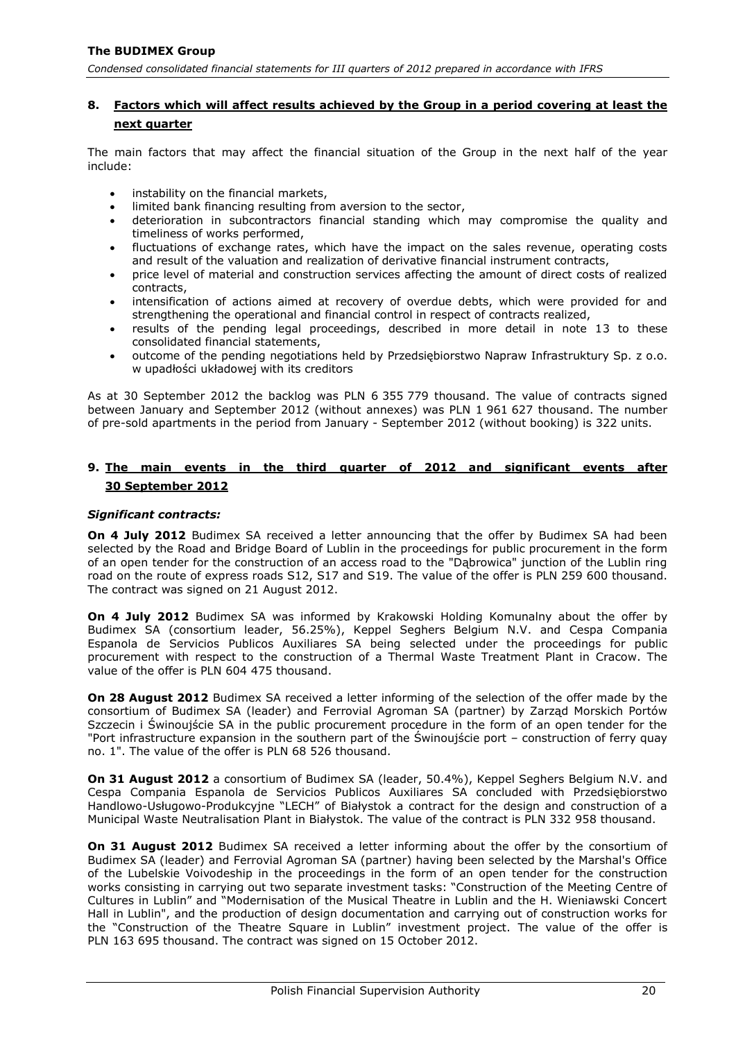## 8. Factors which will affect results achieved by the Group in a period covering at least the next quarter

The main factors that may affect the financial situation of the Group in the next half of the year include:

- instability on the financial markets,
- limited bank financing resulting from aversion to the sector,
- deterioration in subcontractors financial standing which may compromise the quality and timeliness of works performed,
- fluctuations of exchange rates, which have the impact on the sales revenue, operating costs and result of the valuation and realization of derivative financial instrument contracts,
- price level of material and construction services affecting the amount of direct costs of realized contracts,
- intensification of actions aimed at recovery of overdue debts, which were provided for and strengthening the operational and financial control in respect of contracts realized,
- results of the pending legal proceedings, described in more detail in note 13 to these consolidated financial statements,
- outcome of the pending negotiations held by Przedsiębiorstwo Napraw Infrastruktury Sp. z o.o. w upadłości układowej with its creditors

As at 30 September 2012 the backlog was PLN 6 355 779 thousand. The value of contracts signed between January and September 2012 (without annexes) was PLN 1 961 627 thousand. The number of pre-sold apartments in the period from January - September 2012 (without booking) is 322 units.

## 9. The main events in the third quarter of 2012 and significant events after 30 September 2012

### *Significant contracts:*

**On 4 July 2012** Budimex SA received a letter announcing that the offer by Budimex SA had been selected by the Road and Bridge Board of Lublin in the proceedings for public procurement in the form of an open tender for the construction of an access road to the "Dąbrowica" junction of the Lublin ring road on the route of express roads S12, S17 and S19. The value of the offer is PLN 259 600 thousand. The contract was signed on 21 August 2012.

**On 4 July 2012** Budimex SA was informed by Krakowski Holding Komunalny about the offer by Budimex SA (consortium leader, 56.25%), Keppel Seghers Belgium N.V. and Cespa Compania Espanola de Servicios Publicos Auxiliares SA being selected under the proceedings for public procurement with respect to the construction of a Thermal Waste Treatment Plant in Cracow. The value of the offer is PLN 604 475 thousand.

**On 28 August 2012** Budimex SA received a letter informing of the selection of the offer made by the consortium of Budimex SA (leader) and Ferrovial Agroman SA (partner) by Zarząd Morskich Portów Szczecin i Świnoujście SA in the public procurement procedure in the form of an open tender for the "Port infrastructure expansion in the southern part of the Świnoujście port – construction of ferry quay no. 1". The value of the offer is PLN 68 526 thousand.

**On 31 August 2012** a consortium of Budimex SA (leader, 50.4%), Keppel Seghers Belgium N.V. and Cespa Compania Espanola de Servicios Publicos Auxiliares SA concluded with Przedsiębiorstwo Handlowo-Usługowo-Produkcyjne "LECH" of Białystok a contract for the design and construction of a Municipal Waste Neutralisation Plant in Białystok. The value of the contract is PLN 332 958 thousand.

**On 31 August 2012** Budimex SA received a letter informing about the offer by the consortium of Budimex SA (leader) and Ferrovial Agroman SA (partner) having been selected by the Marshal's Office of the Lubelskie Voivodeship in the proceedings in the form of an open tender for the construction works consisting in carrying out two separate investment tasks: "Construction of the Meeting Centre of Cultures in Lublin" and "Modernisation of the Musical Theatre in Lublin and the H. Wieniawski Concert Hall in Lublin", and the production of design documentation and carrying out of construction works for the "Construction of the Theatre Square in Lublin" investment project. The value of the offer is PLN 163 695 thousand. The contract was signed on 15 October 2012.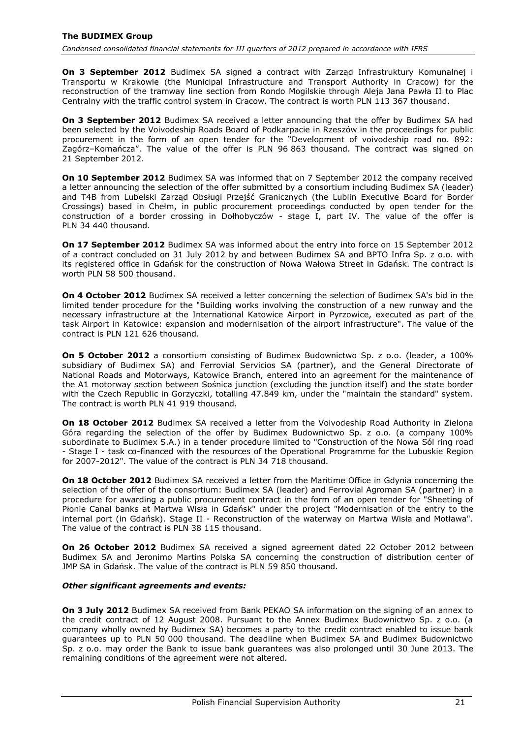**On 3 September 2012** Budimex SA signed a contract with Zarząd Infrastruktury Komunalnej i Transportu w Krakowie (the Municipal Infrastructure and Transport Authority in Cracow) for the reconstruction of the tramway line section from Rondo Mogilskie through Aleja Jana Pawła II to Plac Centralny with the traffic control system in Cracow. The contract is worth PLN 113 367 thousand.

**On 3 September 2012** Budimex SA received a letter announcing that the offer by Budimex SA had been selected by the Voivodeship Roads Board of Podkarpacie in Rzeszów in the proceedings for public procurement in the form of an open tender for the "Development of voivodeship road no. 892: Zagórz–Komańcza". The value of the offer is PLN 96 863 thousand. The contract was signed on 21 September 2012.

**On 10 September 2012** Budimex SA was informed that on 7 September 2012 the company received a letter announcing the selection of the offer submitted by a consortium including Budimex SA (leader) and T4B from Lubelski Zarząd Obsługi Przejść Granicznych (the Lublin Executive Board for Border Crossings) based in Chełm, in public procurement proceedings conducted by open tender for the construction of a border crossing in Dołhobyczów - stage I, part IV. The value of the offer is PLN 34 440 thousand.

**On 17 September 2012** Budimex SA was informed about the entry into force on 15 September 2012 of a contract concluded on 31 July 2012 by and between Budimex SA and BPTO Infra Sp. z o.o. with its registered office in Gdańsk for the construction of Nowa Wałowa Street in Gdańsk. The contract is worth PLN 58 500 thousand.

**On 4 October 2012** Budimex SA received a letter concerning the selection of Budimex SA's bid in the limited tender procedure for the "Building works involving the construction of a new runway and the necessary infrastructure at the International Katowice Airport in Pyrzowice, executed as part of the task Airport in Katowice: expansion and modernisation of the airport infrastructure". The value of the contract is PLN 121 626 thousand.

**On 5 October 2012** a consortium consisting of Budimex Budownictwo Sp. z o.o. (leader, a 100% subsidiary of Budimex SA) and Ferrovial Servicios SA (partner), and the General Directorate of National Roads and Motorways, Katowice Branch, entered into an agreement for the maintenance of the A1 motorway section between Sośnica junction (excluding the junction itself) and the state border with the Czech Republic in Gorzyczki, totalling 47.849 km, under the "maintain the standard" system. The contract is worth PLN 41 919 thousand.

**On 18 October 2012** Budimex SA received a letter from the Voivodeship Road Authority in Zielona Góra regarding the selection of the offer by Budimex Budownictwo Sp. z o.o. (a company 100% subordinate to Budimex S.A.) in a tender procedure limited to "Construction of the Nowa Sól ring road - Stage I - task co-financed with the resources of the Operational Programme for the Lubuskie Region for 2007-2012". The value of the contract is PLN 34 718 thousand.

**On 18 October 2012** Budimex SA received a letter from the Maritime Office in Gdynia concerning the selection of the offer of the consortium: Budimex SA (leader) and Ferrovial Agroman SA (partner) in a procedure for awarding a public procurement contract in the form of an open tender for "Sheeting of Płonie Canal banks at Martwa Wisła in Gdańsk" under the project "Modernisation of the entry to the internal port (in Gdańsk). Stage II - Reconstruction of the waterway on Martwa Wisła and Motława". The value of the contract is PLN 38 115 thousand.

**On 26 October 2012** Budimex SA received a signed agreement dated 22 October 2012 between Budimex SA and Jeronimo Martins Polska SA concerning the construction of distribution center of JMP SA in Gdańsk. The value of the contract is PLN 59 850 thousand.

***Other significant agreements and events:***

**On 3 July 2012** Budimex SA received from Bank PEKAO SA information on the signing of an annex to the credit contract of 12 August 2008. Pursuant to the Annex Budimex Budownictwo Sp. z o.o. (a company wholly owned by Budimex SA) becomes a party to the credit contract enabled to issue bank guarantees up to PLN 50 000 thousand. The deadline when Budimex SA and Budimex Budownictwo Sp. z o.o. may order the Bank to issue bank guarantees was also prolonged until 30 June 2013. The remaining conditions of the agreement were not altered.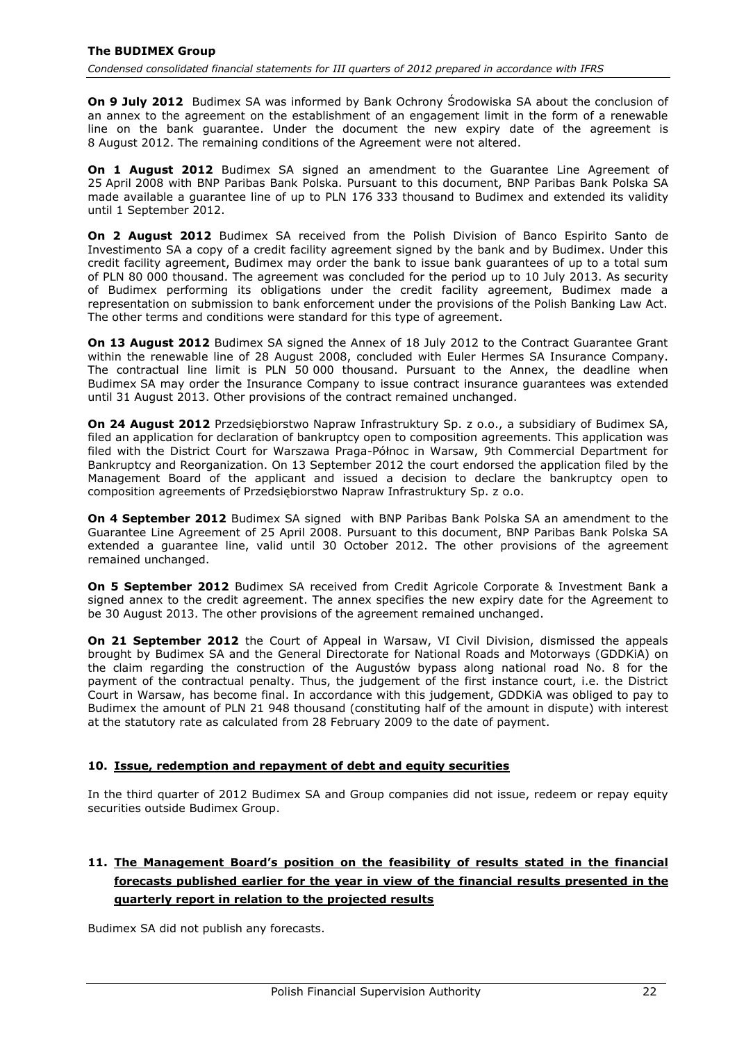**On 9 July 2012** Budimex SA was informed by Bank Ochrony Środowiska SA about the conclusion of an annex to the agreement on the establishment of an engagement limit in the form of a renewable line on the bank guarantee. Under the document the new expiry date of the agreement is 8 August 2012. The remaining conditions of the Agreement were not altered.

**On 1 August 2012** Budimex SA signed an amendment to the Guarantee Line Agreement of 25 April 2008 with BNP Paribas Bank Polska. Pursuant to this document, BNP Paribas Bank Polska SA made available a guarantee line of up to PLN 176 333 thousand to Budimex and extended its validity until 1 September 2012.

**On 2 August 2012** Budimex SA received from the Polish Division of Banco Espirito Santo de Investimento SA a copy of a credit facility agreement signed by the bank and by Budimex. Under this credit facility agreement, Budimex may order the bank to issue bank guarantees of up to a total sum of PLN 80 000 thousand. The agreement was concluded for the period up to 10 July 2013. As security of Budimex performing its obligations under the credit facility agreement, Budimex made a representation on submission to bank enforcement under the provisions of the Polish Banking Law Act. The other terms and conditions were standard for this type of agreement.

**On 13 August 2012** Budimex SA signed the Annex of 18 July 2012 to the Contract Guarantee Grant within the renewable line of 28 August 2008, concluded with Euler Hermes SA Insurance Company. The contractual line limit is PLN 50 000 thousand. Pursuant to the Annex, the deadline when Budimex SA may order the Insurance Company to issue contract insurance guarantees was extended until 31 August 2013. Other provisions of the contract remained unchanged.

**On 24 August 2012** Przedsiębiorstwo Napraw Infrastruktury Sp. z o.o., a subsidiary of Budimex SA, filed an application for declaration of bankruptcy open to composition agreements. This application was filed with the District Court for Warszawa Praga-Północ in Warsaw, 9th Commercial Department for Bankruptcy and Reorganization. On 13 September 2012 the court endorsed the application filed by the Management Board of the applicant and issued a decision to declare the bankruptcy open to composition agreements of Przedsiębiorstwo Napraw Infrastruktury Sp. z o.o.

**On 4 September 2012** Budimex SA signed with BNP Paribas Bank Polska SA an amendment to the Guarantee Line Agreement of 25 April 2008. Pursuant to this document, BNP Paribas Bank Polska SA extended a guarantee line, valid until 30 October 2012. The other provisions of the agreement remained unchanged.

**On 5 September 2012** Budimex SA received from Credit Agricole Corporate & Investment Bank a signed annex to the credit agreement. The annex specifies the new expiry date for the Agreement to be 30 August 2013. The other provisions of the agreement remained unchanged.

**On 21 September 2012** the Court of Appeal in Warsaw, VI Civil Division, dismissed the appeals brought by Budimex SA and the General Directorate for National Roads and Motorways (GDDKiA) on the claim regarding the construction of the Augustów bypass along national road No. 8 for the payment of the contractual penalty. Thus, the judgement of the first instance court, i.e. the District Court in Warsaw, has become final. In accordance with this judgement, GDDKiA was obliged to pay to Budimex the amount of PLN 21 948 thousand (constituting half of the amount in dispute) with interest at the statutory rate as calculated from 28 February 2009 to the date of payment.

## 10. Issue, redemption and repayment of debt and equity securities

In the third quarter of 2012 Budimex SA and Group companies did not issue, redeem or repay equity securities outside Budimex Group.

## 11. The Management Board's position on the feasibility of results stated in the financial forecasts published earlier for the year in view of the financial results presented in the quarterly report in relation to the projected results

Budimex SA did not publish any forecasts.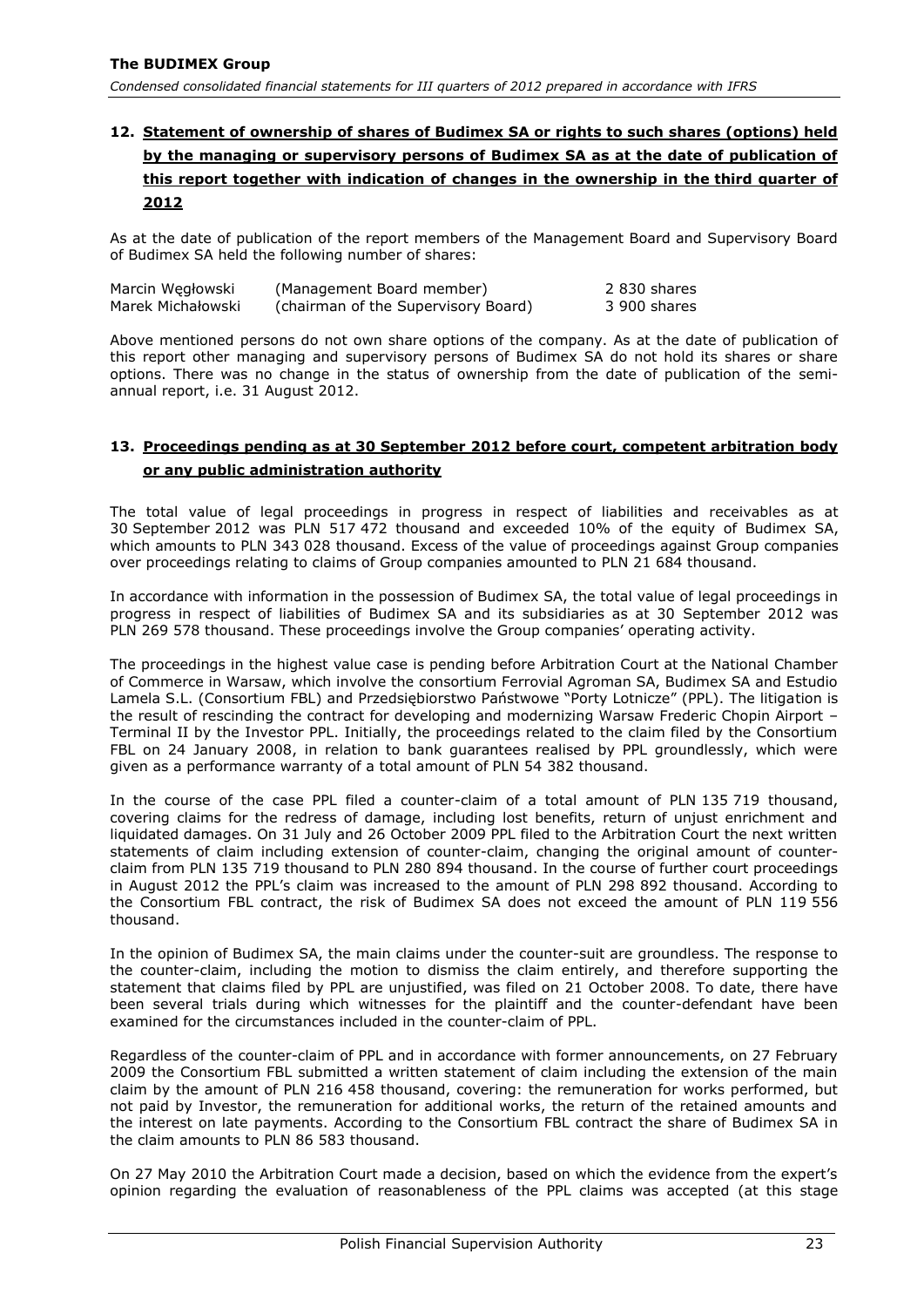## 12. Statement of ownership of shares of Budimex SA or rights to such shares (options) held by the managing or supervisory persons of Budimex SA as at the date of publication of this report together with indication of changes in the ownership in the third quarter of 2012

As at the date of publication of the report members of the Management Board and Supervisory Board of Budimex SA held the following number of shares:

| | | |
|---|---|---|
| Marcin Węgłowski | (Management Board member) | 2 830 shares |
| Marek Michałowski | (chairman of the Supervisory Board) | 3 900 shares |

Above mentioned persons do not own share options of the company. As at the date of publication of this report other managing and supervisory persons of Budimex SA do not hold its shares or share options. There was no change in the status of ownership from the date of publication of the semi-annual report, i.e. 31 August 2012.

## 13. Proceedings pending as at 30 September 2012 before court, competent arbitration body or any public administration authority

The total value of legal proceedings in progress in respect of liabilities and receivables as at 30 September 2012 was PLN 517 472 thousand and exceeded 10% of the equity of Budimex SA, which amounts to PLN 343 028 thousand. Excess of the value of proceedings against Group companies over proceedings relating to claims of Group companies amounted to PLN 21 684 thousand.

In accordance with information in the possession of Budimex SA, the total value of legal proceedings in progress in respect of liabilities of Budimex SA and its subsidiaries as at 30 September 2012 was PLN 269 578 thousand. These proceedings involve the Group companies' operating activity.

The proceedings in the highest value case is pending before Arbitration Court at the National Chamber of Commerce in Warsaw, which involve the consortium Ferrovial Agroman SA, Budimex SA and Estudio Lamela S.L. (Consortium FBL) and Przedsiębiorstwo Państwowe "Porty Lotnicze" (PPL). The litigation is the result of rescinding the contract for developing and modernizing Warsaw Frederic Chopin Airport – Terminal II by the Investor PPL. Initially, the proceedings related to the claim filed by the Consortium FBL on 24 January 2008, in relation to bank guarantees realised by PPL groundlessly, which were given as a performance warranty of a total amount of PLN 54 382 thousand.

In the course of the case PPL filed a counter-claim of a total amount of PLN 135 719 thousand, covering claims for the redress of damage, including lost benefits, return of unjust enrichment and liquidated damages. On 31 July and 26 October 2009 PPL filed to the Arbitration Court the next written statements of claim including extension of counter-claim, changing the original amount of counter-claim from PLN 135 719 thousand to PLN 280 894 thousand. In the course of further court proceedings in August 2012 the PPL's claim was increased to the amount of PLN 298 892 thousand. According to the Consortium FBL contract, the risk of Budimex SA does not exceed the amount of PLN 119 556 thousand.

In the opinion of Budimex SA, the main claims under the counter-suit are groundless. The response to the counter-claim, including the motion to dismiss the claim entirely, and therefore supporting the statement that claims filed by PPL are unjustified, was filed on 21 October 2008. To date, there have been several trials during which witnesses for the plaintiff and the counter-defendant have been examined for the circumstances included in the counter-claim of PPL.

Regardless of the counter-claim of PPL and in accordance with former announcements, on 27 February 2009 the Consortium FBL submitted a written statement of claim including the extension of the main claim by the amount of PLN 216 458 thousand, covering: the remuneration for works performed, but not paid by Investor, the remuneration for additional works, the return of the retained amounts and the interest on late payments. According to the Consortium FBL contract the share of Budimex SA in the claim amounts to PLN 86 583 thousand.

On 27 May 2010 the Arbitration Court made a decision, based on which the evidence from the expert's opinion regarding the evaluation of reasonableness of the PPL claims was accepted (at this stage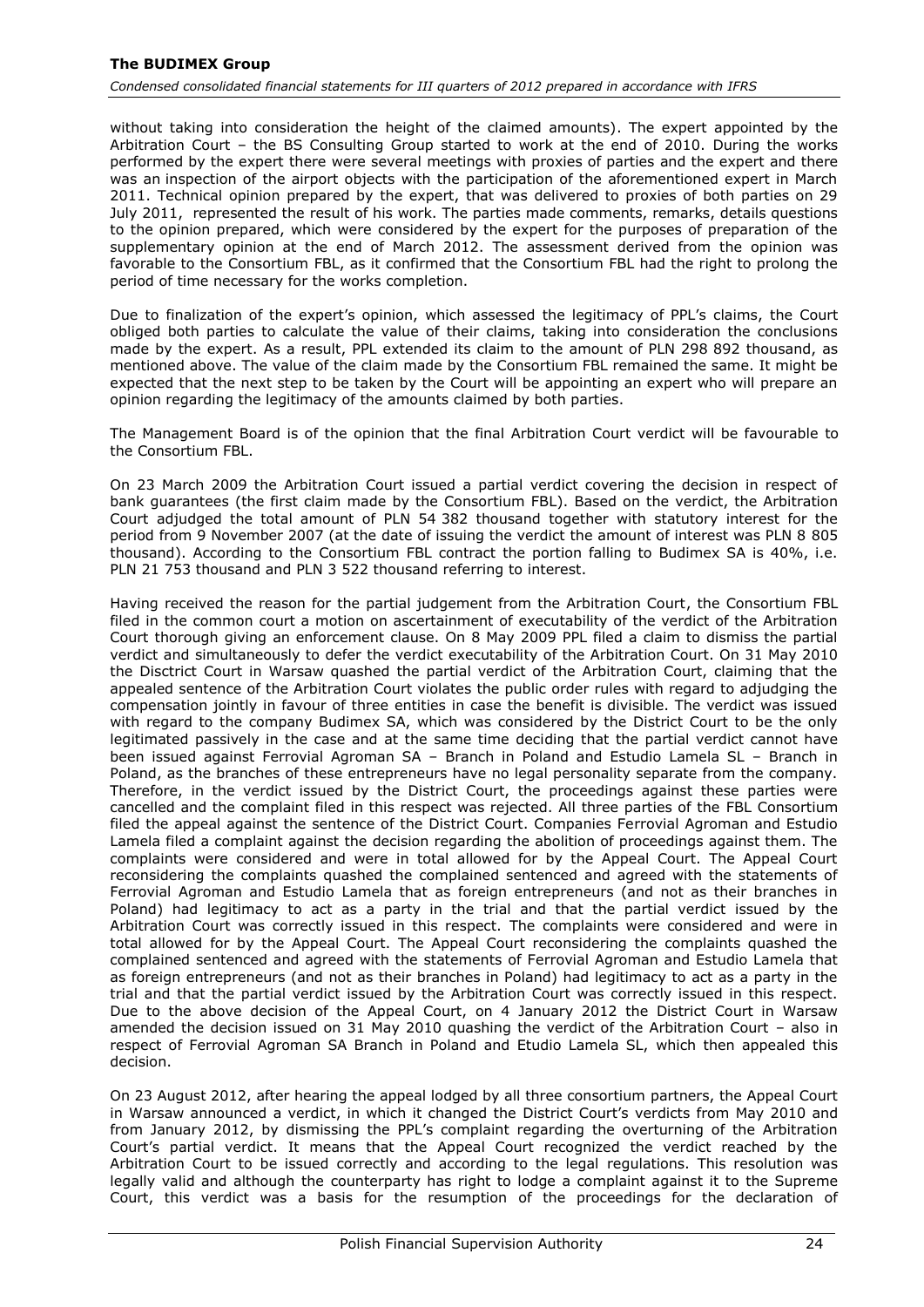without taking into consideration the height of the claimed amounts). The expert appointed by the Arbitration Court – the BS Consulting Group started to work at the end of 2010. During the works performed by the expert there were several meetings with proxies of parties and the expert and there was an inspection of the airport objects with the participation of the aforementioned expert in March 2011. Technical opinion prepared by the expert, that was delivered to proxies of both parties on 29 July 2011, represented the result of his work. The parties made comments, remarks, details questions to the opinion prepared, which were considered by the expert for the purposes of preparation of the supplementary opinion at the end of March 2012. The assessment derived from the opinion was favorable to the Consortium FBL, as it confirmed that the Consortium FBL had the right to prolong the period of time necessary for the works completion.

Due to finalization of the expert's opinion, which assessed the legitimacy of PPL's claims, the Court obliged both parties to calculate the value of their claims, taking into consideration the conclusions made by the expert. As a result, PPL extended its claim to the amount of PLN 298 892 thousand, as mentioned above. The value of the claim made by the Consortium FBL remained the same. It might be expected that the next step to be taken by the Court will be appointing an expert who will prepare an opinion regarding the legitimacy of the amounts claimed by both parties.

The Management Board is of the opinion that the final Arbitration Court verdict will be favourable to the Consortium FBL.

On 23 March 2009 the Arbitration Court issued a partial verdict covering the decision in respect of bank guarantees (the first claim made by the Consortium FBL). Based on the verdict, the Arbitration Court adjudged the total amount of PLN 54 382 thousand together with statutory interest for the period from 9 November 2007 (at the date of issuing the verdict the amount of interest was PLN 8 805 thousand). According to the Consortium FBL contract the portion falling to Budimex SA is 40%, i.e. PLN 21 753 thousand and PLN 3 522 thousand referring to interest.

Having received the reason for the partial judgement from the Arbitration Court, the Consortium FBL filed in the common court a motion on ascertainment of executability of the verdict of the Arbitration Court thorough giving an enforcement clause. On 8 May 2009 PPL filed a claim to dismiss the partial verdict and simultaneously to defer the verdict executability of the Arbitration Court. On 31 May 2010 the Disctrict Court in Warsaw quashed the partial verdict of the Arbitration Court, claiming that the appealed sentence of the Arbitration Court violates the public order rules with regard to adjudging the compensation jointly in favour of three entities in case the benefit is divisible. The verdict was issued with regard to the company Budimex SA, which was considered by the District Court to be the only legitimated passively in the case and at the same time deciding that the partial verdict cannot have been issued against Ferrovial Agroman SA – Branch in Poland and Estudio Lamela SL – Branch in Poland, as the branches of these entrepreneurs have no legal personality separate from the company. Therefore, in the verdict issued by the District Court, the proceedings against these parties were cancelled and the complaint filed in this respect was rejected. All three parties of the FBL Consortium filed the appeal against the sentence of the District Court. Companies Ferrovial Agroman and Estudio Lamela filed a complaint against the decision regarding the abolition of proceedings against them. The complaints were considered and were in total allowed for by the Appeal Court. The Appeal Court reconsidering the complaints quashed the complained sentenced and agreed with the statements of Ferrovial Agroman and Estudio Lamela that as foreign entrepreneurs (and not as their branches in Poland) had legitimacy to act as a party in the trial and that the partial verdict issued by the Arbitration Court was correctly issued in this respect. The complaints were considered and were in total allowed for by the Appeal Court. The Appeal Court reconsidering the complaints quashed the complained sentenced and agreed with the statements of Ferrovial Agroman and Estudio Lamela that as foreign entrepreneurs (and not as their branches in Poland) had legitimacy to act as a party in the trial and that the partial verdict issued by the Arbitration Court was correctly issued in this respect. Due to the above decision of the Appeal Court, on 4 January 2012 the District Court in Warsaw amended the decision issued on 31 May 2010 quashing the verdict of the Arbitration Court – also in respect of Ferrovial Agroman SA Branch in Poland and Etudio Lamela SL, which then appealed this decision.

On 23 August 2012, after hearing the appeal lodged by all three consortium partners, the Appeal Court in Warsaw announced a verdict, in which it changed the District Court's verdicts from May 2010 and from January 2012, by dismissing the PPL's complaint regarding the overturning of the Arbitration Court's partial verdict. It means that the Appeal Court recognized the verdict reached by the Arbitration Court to be issued correctly and according to the legal regulations. This resolution was legally valid and although the counterparty has right to lodge a complaint against it to the Supreme Court, this verdict was a basis for the resumption of the proceedings for the declaration of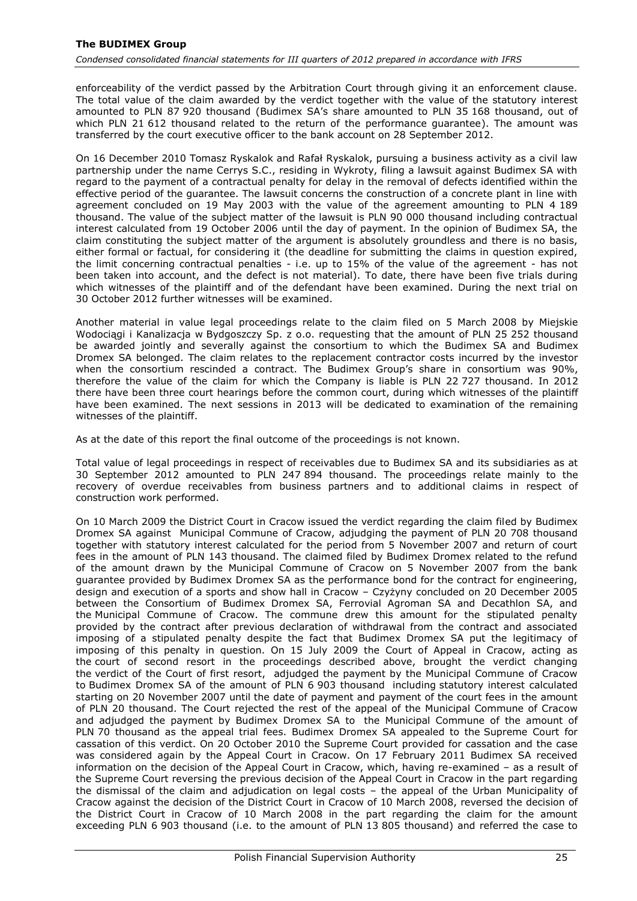enforceability of the verdict passed by the Arbitration Court through giving it an enforcement clause. The total value of the claim awarded by the verdict together with the value of the statutory interest amounted to PLN 87 920 thousand (Budimex SA's share amounted to PLN 35 168 thousand, out of which PLN 21 612 thousand related to the return of the performance guarantee). The amount was transferred by the court executive officer to the bank account on 28 September 2012.

On 16 December 2010 Tomasz Ryskalok and Rafał Ryskalok, pursuing a business activity as a civil law partnership under the name Cerrys S.C., residing in Wykroty, filing a lawsuit against Budimex SA with regard to the payment of a contractual penalty for delay in the removal of defects identified within the effective period of the guarantee. The lawsuit concerns the construction of a concrete plant in line with agreement concluded on 19 May 2003 with the value of the agreement amounting to PLN 4 189 thousand. The value of the subject matter of the lawsuit is PLN 90 000 thousand including contractual interest calculated from 19 October 2006 until the day of payment. In the opinion of Budimex SA, the claim constituting the subject matter of the argument is absolutely groundless and there is no basis, either formal or factual, for considering it (the deadline for submitting the claims in question expired, the limit concerning contractual penalties - i.e. up to 15% of the value of the agreement - has not been taken into account, and the defect is not material). To date, there have been five trials during which witnesses of the plaintiff and of the defendant have been examined. During the next trial on 30 October 2012 further witnesses will be examined.

Another material in value legal proceedings relate to the claim filed on 5 March 2008 by Miejskie Wodociągi i Kanalizacja w Bydgoszczy Sp. z o.o. requesting that the amount of PLN 25 252 thousand be awarded jointly and severally against the consortium to which the Budimex SA and Budimex Dromex SA belonged. The claim relates to the replacement contractor costs incurred by the investor when the consortium rescinded a contract. The Budimex Group's share in consortium was 90%, therefore the value of the claim for which the Company is liable is PLN 22 727 thousand. In 2012 there have been three court hearings before the common court, during which witnesses of the plaintiff have been examined. The next sessions in 2013 will be dedicated to examination of the remaining witnesses of the plaintiff.

As at the date of this report the final outcome of the proceedings is not known.

Total value of legal proceedings in respect of receivables due to Budimex SA and its subsidiaries as at 30 September 2012 amounted to PLN 247 894 thousand. The proceedings relate mainly to the recovery of overdue receivables from business partners and to additional claims in respect of construction work performed.

On 10 March 2009 the District Court in Cracow issued the verdict regarding the claim filed by Budimex Dromex SA against Municipal Commune of Cracow, adjudging the payment of PLN 20 708 thousand together with statutory interest calculated for the period from 5 November 2007 and return of court fees in the amount of PLN 143 thousand. The claimed filed by Budimex Dromex related to the refund of the amount drawn by the Municipal Commune of Cracow on 5 November 2007 from the bank guarantee provided by Budimex Dromex SA as the performance bond for the contract for engineering, design and execution of a sports and show hall in Cracow – Czyżyny concluded on 20 December 2005 between the Consortium of Budimex Dromex SA, Ferrovial Agroman SA and Decathlon SA, and the Municipal Commune of Cracow. The commune drew this amount for the stipulated penalty provided by the contract after previous declaration of withdrawal from the contract and associated imposing of a stipulated penalty despite the fact that Budimex Dromex SA put the legitimacy of imposing of this penalty in question. On 15 July 2009 the Court of Appeal in Cracow, acting as the court of second resort in the proceedings described above, brought the verdict changing the verdict of the Court of first resort, adjudged the payment by the Municipal Commune of Cracow to Budimex Dromex SA of the amount of PLN 6 903 thousand including statutory interest calculated starting on 20 November 2007 until the date of payment and payment of the court fees in the amount of PLN 20 thousand. The Court rejected the rest of the appeal of the Municipal Commune of Cracow and adjudged the payment by Budimex Dromex SA to the Municipal Commune of the amount of PLN 70 thousand as the appeal trial fees. Budimex Dromex SA appealed to the Supreme Court for cassation of this verdict. On 20 October 2010 the Supreme Court provided for cassation and the case was considered again by the Appeal Court in Cracow. On 17 February 2011 Budimex SA received information on the decision of the Appeal Court in Cracow, which, having re-examined – as a result of the Supreme Court reversing the previous decision of the Appeal Court in Cracow in the part regarding the dismissal of the claim and adjudication on legal costs – the appeal of the Urban Municipality of Cracow against the decision of the District Court in Cracow of 10 March 2008, reversed the decision of the District Court in Cracow of 10 March 2008 in the part regarding the claim for the amount exceeding PLN 6 903 thousand (i.e. to the amount of PLN 13 805 thousand) and referred the case to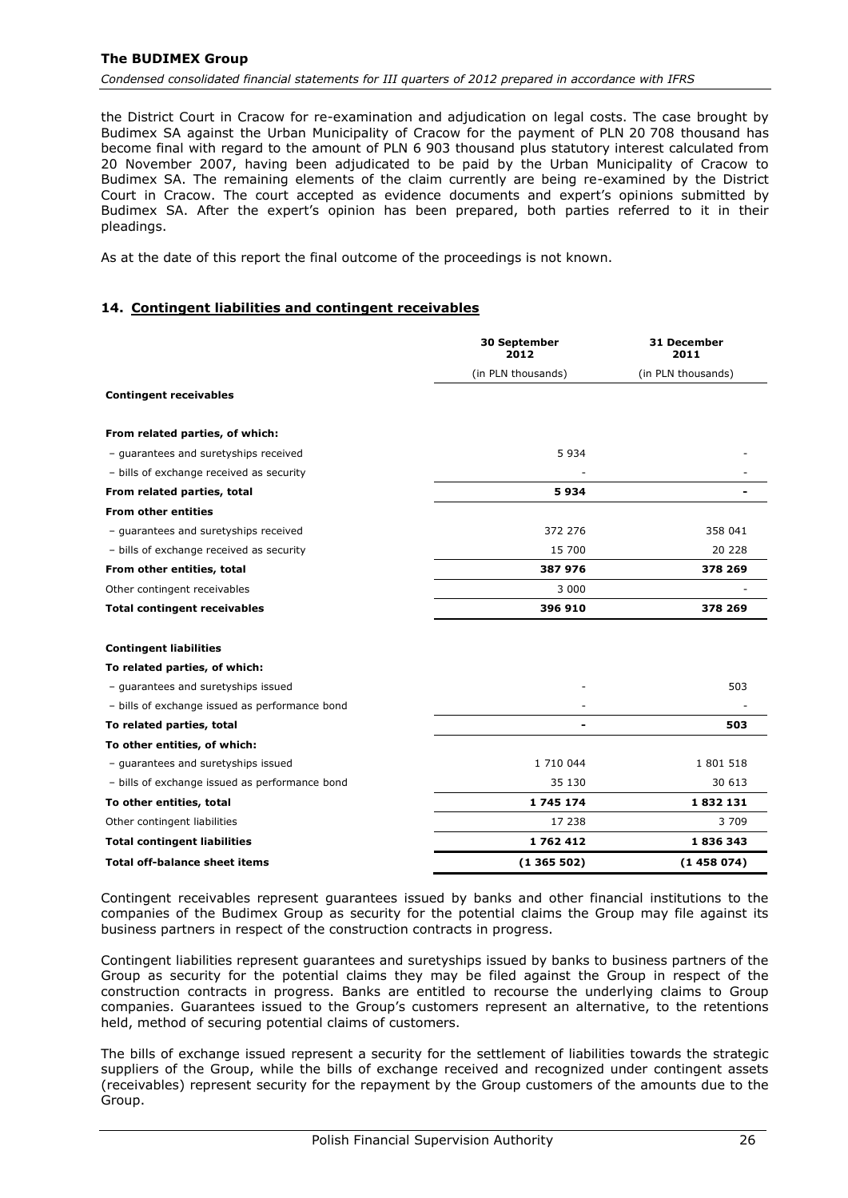the District Court in Cracow for re-examination and adjudication on legal costs. The case brought by Budimex SA against the Urban Municipality of Cracow for the payment of PLN 20 708 thousand has become final with regard to the amount of PLN 6 903 thousand plus statutory interest calculated from 20 November 2007, having been adjudicated to be paid by the Urban Municipality of Cracow to Budimex SA. The remaining elements of the claim currently are being re-examined by the District Court in Cracow. The court accepted as evidence documents and expert's opinions submitted by Budimex SA. After the expert's opinion has been prepared, both parties referred to it in their pleadings.

As at the date of this report the final outcome of the proceedings is not known.

## 14. Contingent liabilities and contingent receivables

| | 30 September 2012 | 31 December 2011 |
|---|---|---|
| | (in PLN thousands) | (in PLN thousands) |
| **Contingent receivables** | | |
| **From related parties, of which:** | | |
| – guarantees and suretyships received | 5 934 | - |
| – bills of exchange received as security | - | - |
| **From related parties, total** | **5 934** | **-** |
| **From other entities** | | |
| – guarantees and suretyships received | 372 276 | 358 041 |
| – bills of exchange received as security | 15 700 | 20 228 |
| **From other entities, total** | **387 976** | **378 269** |
| Other contingent receivables | 3 000 | - |
| **Total contingent receivables** | **396 910** | **378 269** |
| **Contingent liabilities** | | |
| **To related parties, of which:** | | |
| – guarantees and suretyships issued | - | 503 |
| – bills of exchange issued as performance bond | - | - |
| **To related parties, total** | **-** | **503** |
| **To other entities, of which:** | | |
| – guarantees and suretyships issued | 1 710 044 | 1 801 518 |
| – bills of exchange issued as performance bond | 35 130 | 30 613 |
| **To other entities, total** | **1 745 174** | **1 832 131** |
| Other contingent liabilities | 17 238 | 3 709 |
| **Total contingent liabilities** | **1 762 412** | **1 836 343** |
| **Total off-balance sheet items** | **(1 365 502)** | **(1 458 074)** |

Contingent receivables represent guarantees issued by banks and other financial institutions to the companies of the Budimex Group as security for the potential claims the Group may file against its business partners in respect of the construction contracts in progress.

Contingent liabilities represent guarantees and suretyships issued by banks to business partners of the Group as security for the potential claims they may be filed against the Group in respect of the construction contracts in progress. Banks are entitled to recourse the underlying claims to Group companies. Guarantees issued to the Group's customers represent an alternative, to the retentions held, method of securing potential claims of customers.

The bills of exchange issued represent a security for the settlement of liabilities towards the strategic suppliers of the Group, while the bills of exchange received and recognized under contingent assets (receivables) represent security for the repayment by the Group customers of the amounts due to the Group.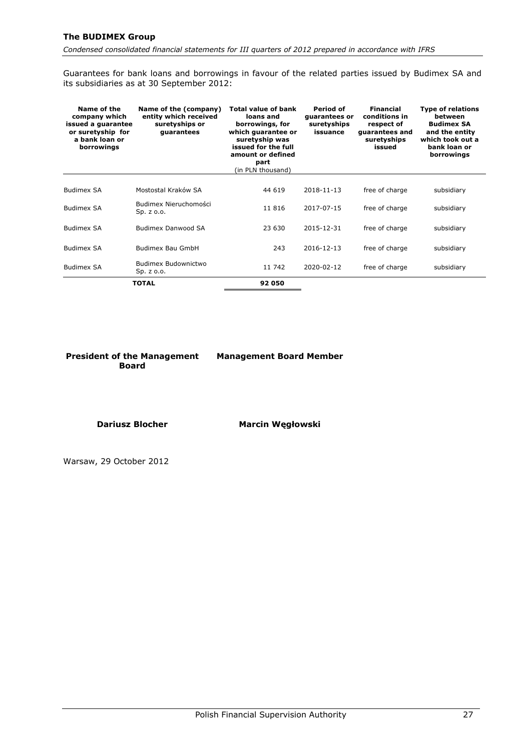Guarantees for bank loans and borrowings in favour of the related parties issued by Budimex SA and its subsidiaries as at 30 September 2012:

| Name of the company which issued a guarantee or suretyship for a bank loan or borrowings | Name of the (company) entity which received suretyships or guarantees | Total value of bank loans and borrowings, for which guarantee or suretyship was issued for the full amount or defined part (in PLN thousand) | Period of guarantees or suretyships issuance | Financial conditions in respect of guarantees and suretyships issued | Type of relations between Budimex SA and the entity which took out a bank loan or borrowings |
|---|---|---|---|---|---|
| Budimex SA | Mostostal Kraków SA | 44 619 | 2018-11-13 | free of charge | subsidiary |
| Budimex SA | Budimex Nieruchomości Sp. z o.o. | 11 816 | 2017-07-15 | free of charge | subsidiary |
| Budimex SA | Budimex Danwood SA | 23 630 | 2015-12-31 | free of charge | subsidiary |
| Budimex SA | Budimex Bau GmbH | 243 | 2016-12-13 | free of charge | subsidiary |
| Budimex SA | Budimex Budownictwo Sp. z o.o. | 11 742 | 2020-02-12 | free of charge | subsidiary |
| | **TOTAL** | **92 050** | | | |

**President of the Management Board** | **Management Board Member**

**Dariusz Blocher** | **Marcin Węgłowski**

Warsaw, 29 October 2012